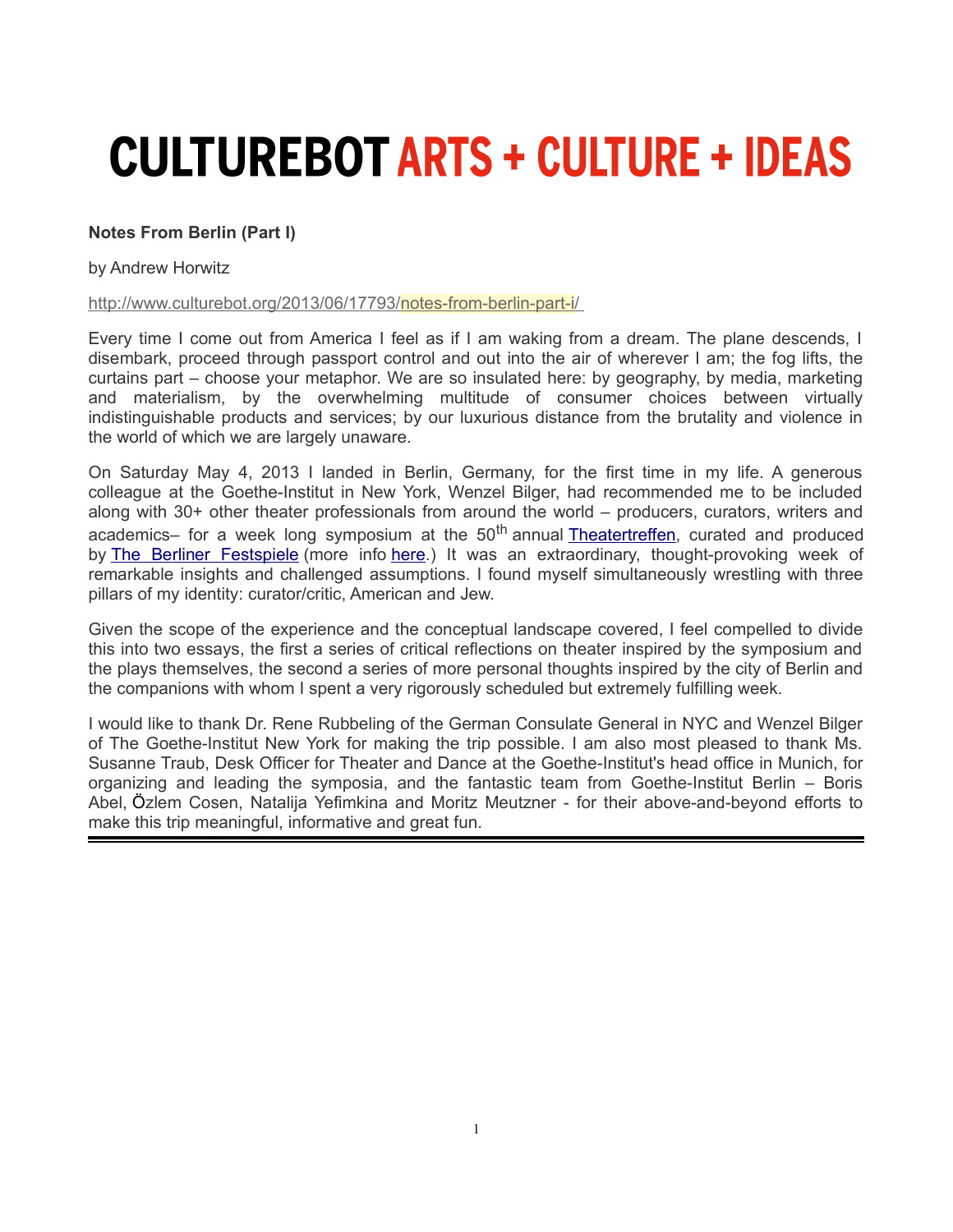// CULTUREBOT ARTS + CULTURE + IDEAS

**Notes From Berlin (Part I)**

by Andrew Horwitz

http://www.culturebot.org/2013/06/17793/notes-from-berlin-part-i/

Every time I come out from America I feel as if I am waking from a dream. The plane descends, I disembark, proceed through passport control and out into the air of wherever I am; the fog lifts, the curtains part – choose your metaphor. We are so insulated here: by geography, by media, marketing and materialism, by the overwhelming multitude of consumer choices between virtually indistinguishable products and services; by our luxurious distance from the brutality and violence in the world of which we are largely unaware.

On Saturday May 4, 2013 I landed in Berlin, Germany, for the first time in my life. A generous colleague at the Goethe-Institut in New York, Wenzel Bilger, had recommended me to be included along with 30+ other theater professionals from around the world – producers, curators, writers and academics– for a week long symposium at the 50th annual Theatertreffen, curated and produced by The Berliner Festspiele (more info here.) It was an extraordinary, thought-provoking week of remarkable insights and challenged assumptions. I found myself simultaneously wrestling with three pillars of my identity: curator/critic, American and Jew.

Given the scope of the experience and the conceptual landscape covered, I feel compelled to divide this into two essays, the first a series of critical reflections on theater inspired by the symposium and the plays themselves, the second a series of more personal thoughts inspired by the city of Berlin and the companions with whom I spent a very rigorously scheduled but extremely fulfilling week.

I would like to thank Dr. Rene Rubbeling of the German Consulate General in NYC and Wenzel Bilger of The Goethe-Institut New York for making the trip possible. I am also most pleased to thank Ms. Susanne Traub, Desk Officer for Theater and Dance at the Goethe-Institut's head office in Munich, for organizing and leading the symposia, and the fantastic team from Goethe-Institut Berlin – Boris Abel, Özlem Cosen, Natalija Yefimkina and Moritz Meutzner - for their above-and-beyond efforts to make this trip meaningful, informative and great fun.

---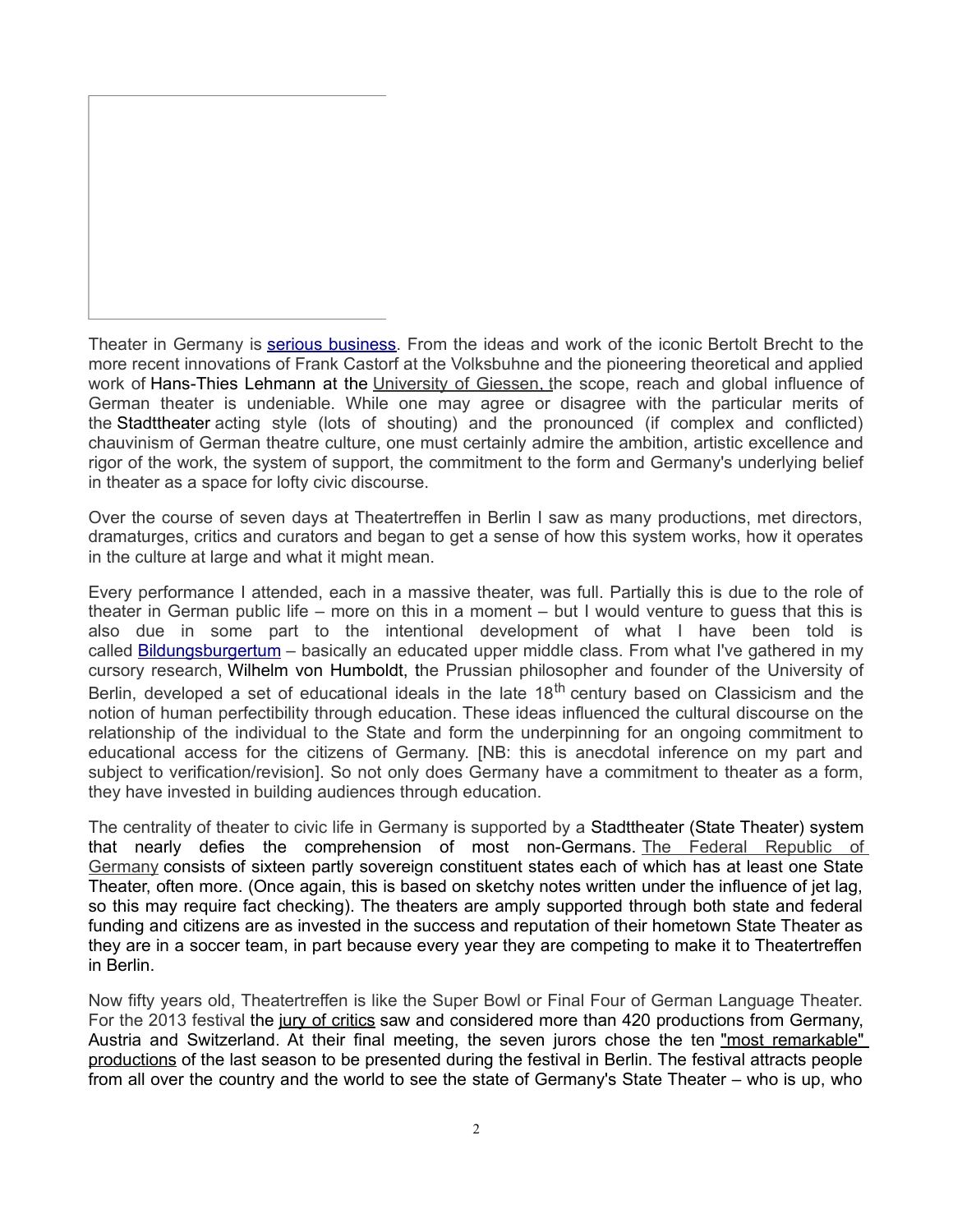Theater in Germany is serious business. From the ideas and work of the iconic Bertolt Brecht to the more recent innovations of Frank Castorf at the Volksbuhne and the pioneering theoretical and applied work of Hans-Thies Lehmann at the University of Giessen, the scope, reach and global influence of German theater is undeniable. While one may agree or disagree with the particular merits of the Stadttheater acting style (lots of shouting) and the pronounced (if complex and conflicted) chauvinism of German theatre culture, one must certainly admire the ambition, artistic excellence and rigor of the work, the system of support, the commitment to the form and Germany's underlying belief in theater as a space for lofty civic discourse.

Over the course of seven days at Theatertreffen in Berlin I saw as many productions, met directors, dramaturges, critics and curators and began to get a sense of how this system works, how it operates in the culture at large and what it might mean.

Every performance I attended, each in a massive theater, was full. Partially this is due to the role of theater in German public life – more on this in a moment – but I would venture to guess that this is also due in some part to the intentional development of what I have been told is called Bildungsburgertum – basically an educated upper middle class. From what I've gathered in my cursory research, Wilhelm von Humboldt, the Prussian philosopher and founder of the University of Berlin, developed a set of educational ideals in the late 18th century based on Classicism and the notion of human perfectibility through education. These ideas influenced the cultural discourse on the relationship of the individual to the State and form the underpinning for an ongoing commitment to educational access for the citizens of Germany. [NB: this is anecdotal inference on my part and subject to verification/revision]. So not only does Germany have a commitment to theater as a form, they have invested in building audiences through education.

The centrality of theater to civic life in Germany is supported by a Stadttheater (State Theater) system that nearly defies the comprehension of most non-Germans. The Federal Republic of Germany consists of sixteen partly sovereign constituent states each of which has at least one State Theater, often more. (Once again, this is based on sketchy notes written under the influence of jet lag, so this may require fact checking). The theaters are amply supported through both state and federal funding and citizens are as invested in the success and reputation of their hometown State Theater as they are in a soccer team, in part because every year they are competing to make it to Theatertreffen in Berlin.

Now fifty years old, Theatertreffen is like the Super Bowl or Final Four of German Language Theater. For the 2013 festival the jury of critics saw and considered more than 420 productions from Germany, Austria and Switzerland. At their final meeting, the seven jurors chose the ten "most remarkable" productions of the last season to be presented during the festival in Berlin. The festival attracts people from all over the country and the world to see the state of Germany's State Theater – who is up, who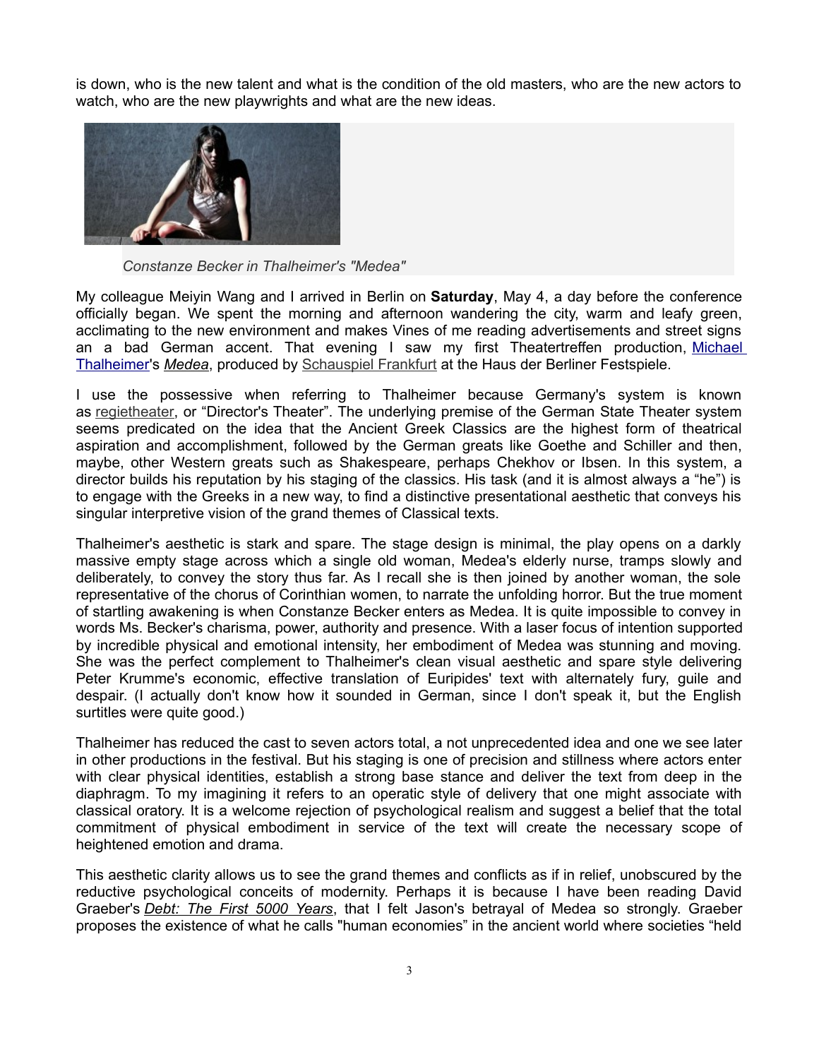is down, who is the new talent and what is the condition of the old masters, who are the new actors to watch, who are the new playwrights and what are the new ideas.

*Constanze Becker in Thalheimer's "Medea"*

My colleague Meiyin Wang and I arrived in Berlin on **Saturday**, May 4, a day before the conference officially began. We spent the morning and afternoon wandering the city, warm and leafy green, acclimating to the new environment and makes Vines of me reading advertisements and street signs an a bad German accent. That evening I saw my first Theatertreffen production, Michael Thalheimer's ***Medea***, produced by Schauspiel Frankfurt at the Haus der Berliner Festspiele.

I use the possessive when referring to Thalheimer because Germany's system is known as regietheater, or "Director's Theater". The underlying premise of the German State Theater system seems predicated on the idea that the Ancient Greek Classics are the highest form of theatrical aspiration and accomplishment, followed by the German greats like Goethe and Schiller and then, maybe, other Western greats such as Shakespeare, perhaps Chekhov or Ibsen. In this system, a director builds his reputation by his staging of the classics. His task (and it is almost always a "he") is to engage with the Greeks in a new way, to find a distinctive presentational aesthetic that conveys his singular interpretive vision of the grand themes of Classical texts.

Thalheimer's aesthetic is stark and spare. The stage design is minimal, the play opens on a darkly massive empty stage across which a single old woman, Medea's elderly nurse, tramps slowly and deliberately, to convey the story thus far. As I recall she is then joined by another woman, the sole representative of the chorus of Corinthian women, to narrate the unfolding horror. But the true moment of startling awakening is when Constanze Becker enters as Medea. It is quite impossible to convey in words Ms. Becker's charisma, power, authority and presence. With a laser focus of intention supported by incredible physical and emotional intensity, her embodiment of Medea was stunning and moving. She was the perfect complement to Thalheimer's clean visual aesthetic and spare style delivering Peter Krumme's economic, effective translation of Euripides' text with alternately fury, guile and despair. (I actually don't know how it sounded in German, since I don't speak it, but the English surtitles were quite good.)

Thalheimer has reduced the cast to seven actors total, a not unprecedented idea and one we see later in other productions in the festival. But his staging is one of precision and stillness where actors enter with clear physical identities, establish a strong base stance and deliver the text from deep in the diaphragm. To my imagining it refers to an operatic style of delivery that one might associate with classical oratory. It is a welcome rejection of psychological realism and suggest a belief that the total commitment of physical embodiment in service of the text will create the necessary scope of heightened emotion and drama.

This aesthetic clarity allows us to see the grand themes and conflicts as if in relief, unobscured by the reductive psychological conceits of modernity. Perhaps it is because I have been reading David Graeber's *Debt: The First 5000 Years*, that I felt Jason's betrayal of Medea so strongly. Graeber proposes the existence of what he calls "human economies" in the ancient world where societies "held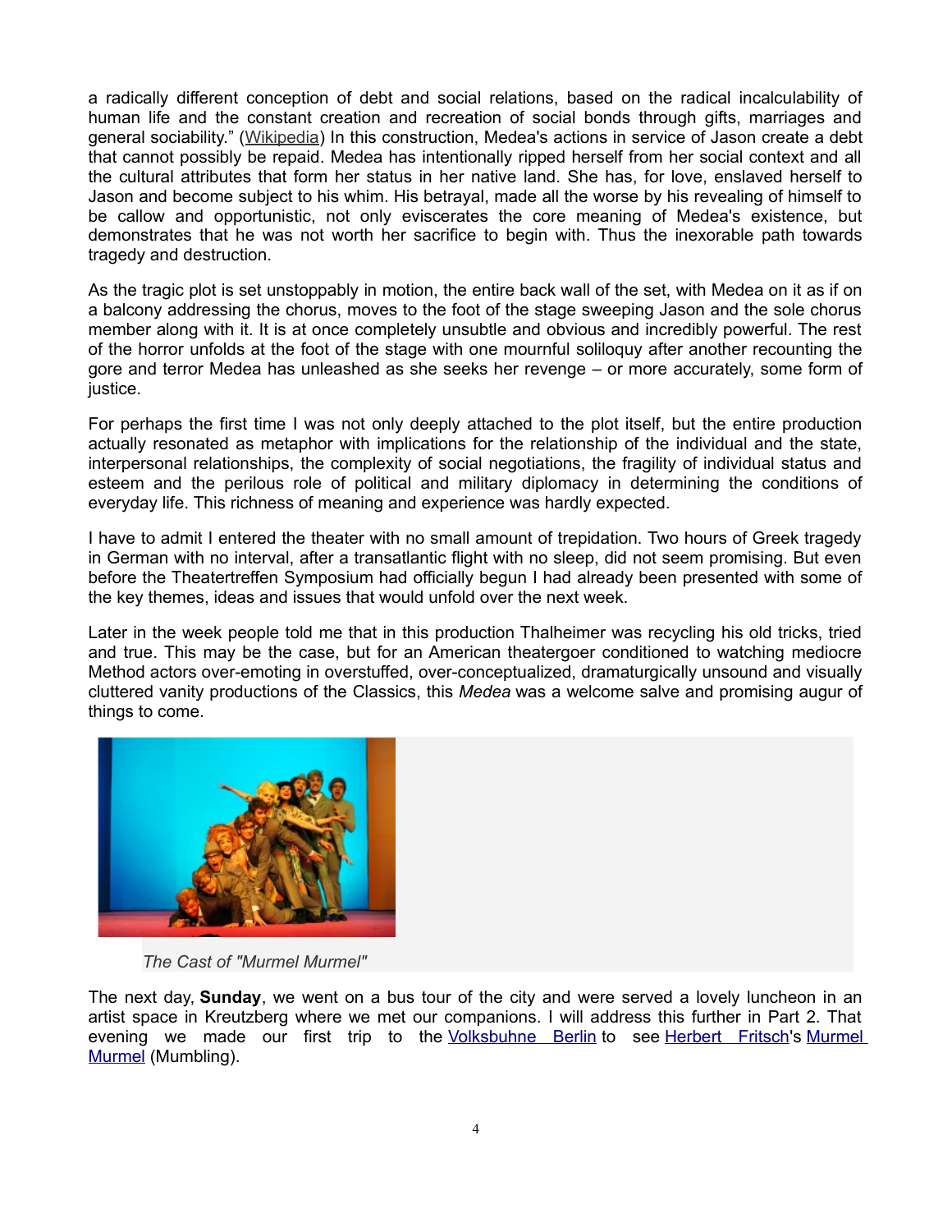a radically different conception of debt and social relations, based on the radical incalculability of human life and the constant creation and recreation of social bonds through gifts, marriages and general sociability." (Wikipedia) In this construction, Medea's actions in service of Jason create a debt that cannot possibly be repaid. Medea has intentionally ripped herself from her social context and all the cultural attributes that form her status in her native land. She has, for love, enslaved herself to Jason and become subject to his whim. His betrayal, made all the worse by his revealing of himself to be callow and opportunistic, not only eviscerates the core meaning of Medea's existence, but demonstrates that he was not worth her sacrifice to begin with. Thus the inexorable path towards tragedy and destruction.

As the tragic plot is set unstoppably in motion, the entire back wall of the set, with Medea on it as if on a balcony addressing the chorus, moves to the foot of the stage sweeping Jason and the sole chorus member along with it. It is at once completely unsubtle and obvious and incredibly powerful. The rest of the horror unfolds at the foot of the stage with one mournful soliloquy after another recounting the gore and terror Medea has unleashed as she seeks her revenge – or more accurately, some form of justice.

For perhaps the first time I was not only deeply attached to the plot itself, but the entire production actually resonated as metaphor with implications for the relationship of the individual and the state, interpersonal relationships, the complexity of social negotiations, the fragility of individual status and esteem and the perilous role of political and military diplomacy in determining the conditions of everyday life. This richness of meaning and experience was hardly expected.

I have to admit I entered the theater with no small amount of trepidation. Two hours of Greek tragedy in German with no interval, after a transatlantic flight with no sleep, did not seem promising. But even before the Theatertreffen Symposium had officially begun I had already been presented with some of the key themes, ideas and issues that would unfold over the next week.

Later in the week people told me that in this production Thalheimer was recycling his old tricks, tried and true. This may be the case, but for an American theatergoer conditioned to watching mediocre Method actors over-emoting in overstuffed, over-conceptualized, dramaturgically unsound and visually cluttered vanity productions of the Classics, this *Medea* was a welcome salve and promising augur of things to come.

*The Cast of "Murmel Murmel"*

The next day, **Sunday**, we went on a bus tour of the city and were served a lovely luncheon in an artist space in Kreutzberg where we met our companions. I will address this further in Part 2. That evening we made our first trip to the Volksbuhne Berlin to see Herbert Fritsch's Murmel Murmel (Mumbling).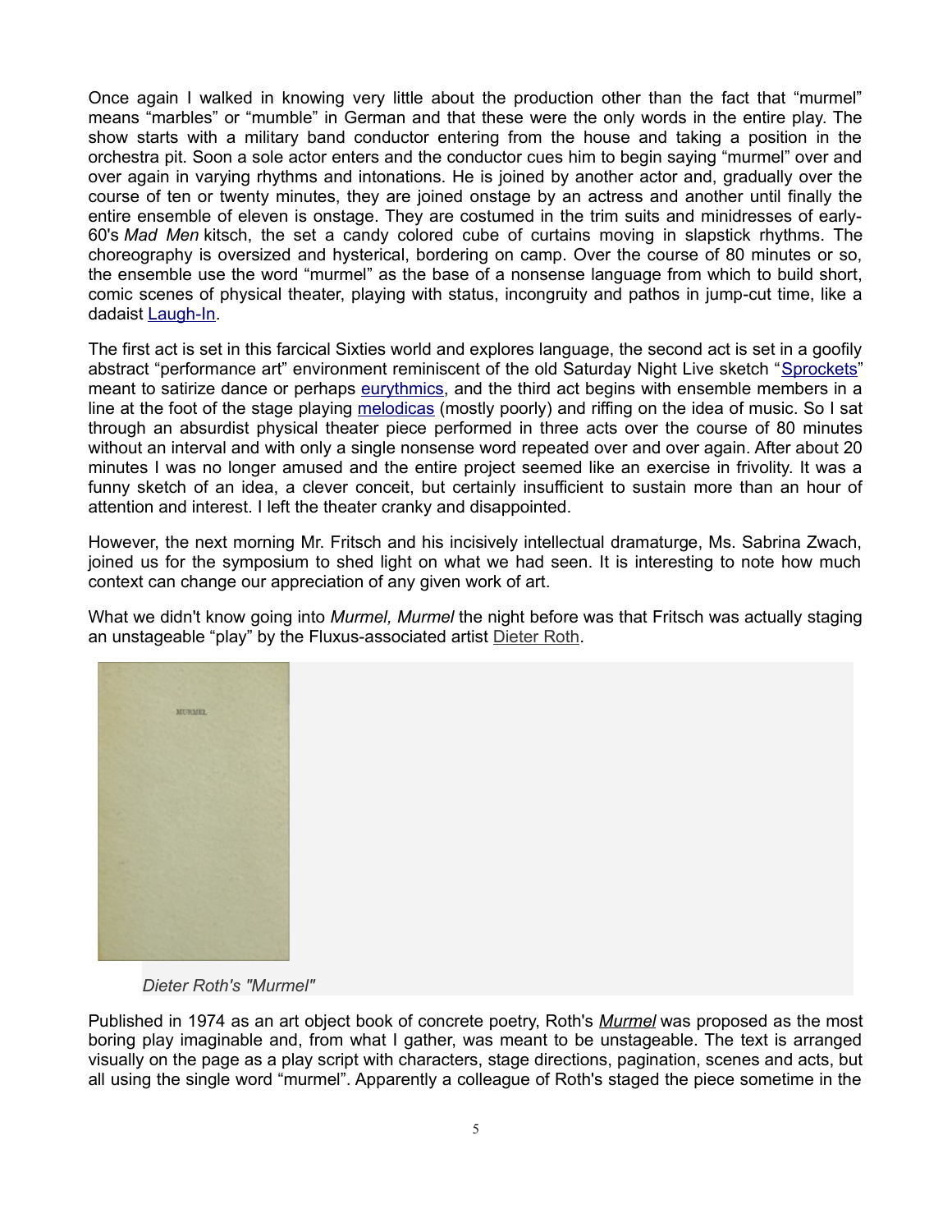Once again I walked in knowing very little about the production other than the fact that "murmel" means "marbles" or "mumble" in German and that these were the only words in the entire play. The show starts with a military band conductor entering from the house and taking a position in the orchestra pit. Soon a sole actor enters and the conductor cues him to begin saying "murmel" over and over again in varying rhythms and intonations. He is joined by another actor and, gradually over the course of ten or twenty minutes, they are joined onstage by an actress and another until finally the entire ensemble of eleven is onstage. They are costumed in the trim suits and minidresses of early-60's *Mad Men* kitsch, the set a candy colored cube of curtains moving in slapstick rhythms. The choreography is oversized and hysterical, bordering on camp. Over the course of 80 minutes or so, the ensemble use the word "murmel" as the base of a nonsense language from which to build short, comic scenes of physical theater, playing with status, incongruity and pathos in jump-cut time, like a dadaist Laugh-In.

The first act is set in this farcical Sixties world and explores language, the second act is set in a goofily abstract "performance art" environment reminiscent of the old Saturday Night Live sketch "Sprockets" meant to satirize dance or perhaps eurythmics, and the third act begins with ensemble members in a line at the foot of the stage playing melodicas (mostly poorly) and riffing on the idea of music. So I sat through an absurdist physical theater piece performed in three acts over the course of 80 minutes without an interval and with only a single nonsense word repeated over and over again. After about 20 minutes I was no longer amused and the entire project seemed like an exercise in frivolity. It was a funny sketch of an idea, a clever conceit, but certainly insufficient to sustain more than an hour of attention and interest. I left the theater cranky and disappointed.

However, the next morning Mr. Fritsch and his incisively intellectual dramaturge, Ms. Sabrina Zwach, joined us for the symposium to shed light on what we had seen. It is interesting to note how much context can change our appreciation of any given work of art.

What we didn't know going into *Murmel, Murmel* the night before was that Fritsch was actually staging an unstageable "play" by the Fluxus-associated artist Dieter Roth.

*Dieter Roth's "Murmel"*

Published in 1974 as an art object book of concrete poetry, Roth's *Murmel* was proposed as the most boring play imaginable and, from what I gather, was meant to be unstageable. The text is arranged visually on the page as a play script with characters, stage directions, pagination, scenes and acts, but all using the single word "murmel". Apparently a colleague of Roth's staged the piece sometime in the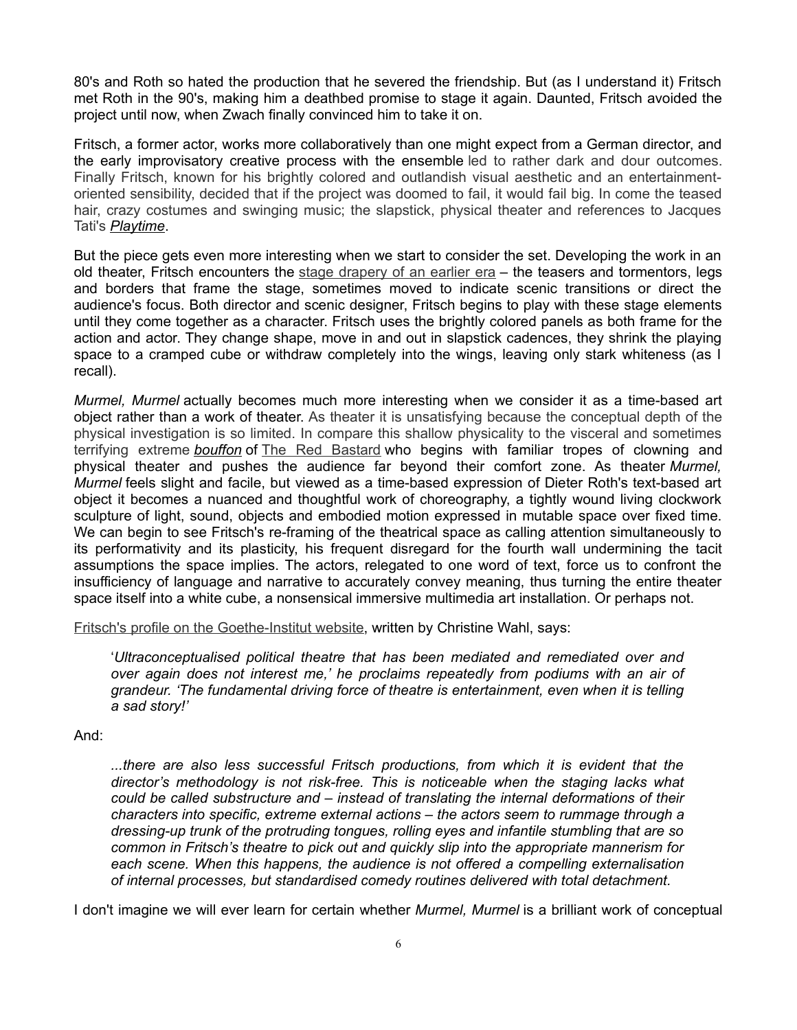80's and Roth so hated the production that he severed the friendship. But (as I understand it) Fritsch met Roth in the 90's, making him a deathbed promise to stage it again. Daunted, Fritsch avoided the project until now, when Zwach finally convinced him to take it on.

Fritsch, a former actor, works more collaboratively than one might expect from a German director, and the early improvisatory creative process with the ensemble led to rather dark and dour outcomes. Finally Fritsch, known for his brightly colored and outlandish visual aesthetic and an entertainment-oriented sensibility, decided that if the project was doomed to fail, it would fail big. In come the teased hair, crazy costumes and swinging music; the slapstick, physical theater and references to Jacques Tati's *Playtime*.

But the piece gets even more interesting when we start to consider the set. Developing the work in an old theater, Fritsch encounters the stage drapery of an earlier era – the teasers and tormentors, legs and borders that frame the stage, sometimes moved to indicate scenic transitions or direct the audience's focus. Both director and scenic designer, Fritsch begins to play with these stage elements until they come together as a character. Fritsch uses the brightly colored panels as both frame for the action and actor. They change shape, move in and out in slapstick cadences, they shrink the playing space to a cramped cube or withdraw completely into the wings, leaving only stark whiteness (as I recall).

*Murmel, Murmel* actually becomes much more interesting when we consider it as a time-based art object rather than a work of theater. As theater it is unsatisfying because the conceptual depth of the physical investigation is so limited. In compare this shallow physicality to the visceral and sometimes terrifying extreme ***bouffon*** of The Red Bastard who begins with familiar tropes of clowning and physical theater and pushes the audience far beyond their comfort zone. As theater *Murmel, Murmel* feels slight and facile, but viewed as a time-based expression of Dieter Roth's text-based art object it becomes a nuanced and thoughtful work of choreography, a tightly wound living clockwork sculpture of light, sound, objects and embodied motion expressed in mutable space over fixed time. We can begin to see Fritsch's re-framing of the theatrical space as calling attention simultaneously to its performativity and its plasticity, his frequent disregard for the fourth wall undermining the tacit assumptions the space implies. The actors, relegated to one word of text, force us to confront the insufficiency of language and narrative to accurately convey meaning, thus turning the entire theater space itself into a white cube, a nonsensical immersive multimedia art installation. Or perhaps not.

Fritsch's profile on the Goethe-Institut website, written by Christine Wahl, says:

> '*Ultraconceptualised political theatre that has been mediated and remediated over and over again does not interest me,' he proclaims repeatedly from podiums with an air of grandeur. 'The fundamental driving force of theatre is entertainment, even when it is telling a sad story!'*

And:

> *...there are also less successful Fritsch productions, from which it is evident that the director's methodology is not risk-free. This is noticeable when the staging lacks what could be called substructure and – instead of translating the internal deformations of their characters into specific, extreme external actions – the actors seem to rummage through a dressing-up trunk of the protruding tongues, rolling eyes and infantile stumbling that are so common in Fritsch's theatre to pick out and quickly slip into the appropriate mannerism for each scene. When this happens, the audience is not offered a compelling externalisation of internal processes, but standardised comedy routines delivered with total detachment.*

I don't imagine we will ever learn for certain whether *Murmel, Murmel* is a brilliant work of conceptual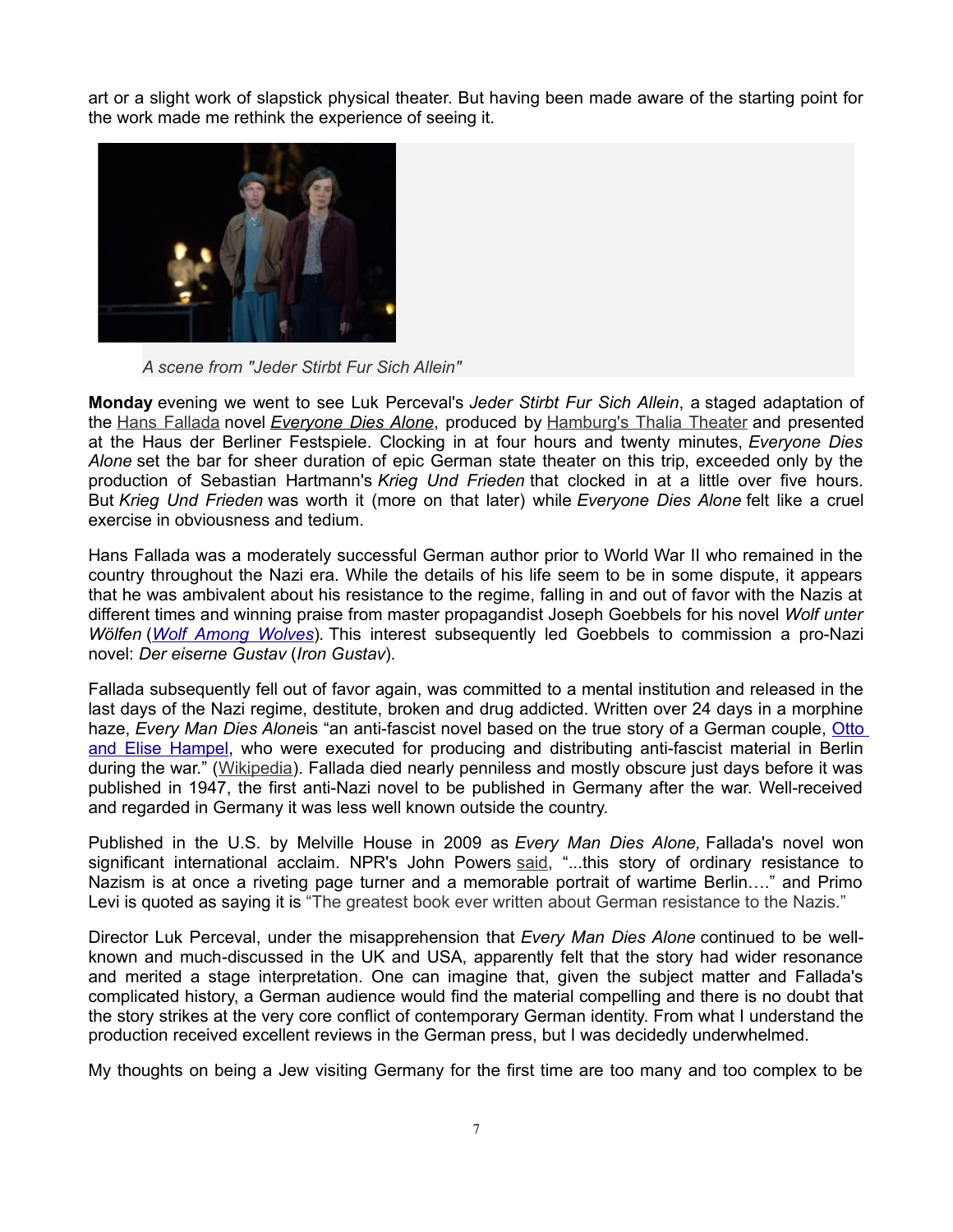art or a slight work of slapstick physical theater. But having been made aware of the starting point for the work made me rethink the experience of seeing it.

*A scene from "Jeder Stirbt Fur Sich Allein"*

**Monday** evening we went to see Luk Perceval's *Jeder Stirbt Fur Sich Allein*, a staged adaptation of the Hans Fallada novel *Everyone Dies Alone*, produced by Hamburg's Thalia Theater and presented at the Haus der Berliner Festspiele. Clocking in at four hours and twenty minutes, *Everyone Dies Alone* set the bar for sheer duration of epic German state theater on this trip, exceeded only by the production of Sebastian Hartmann's *Krieg Und Frieden* that clocked in at a little over five hours. But *Krieg Und Frieden* was worth it (more on that later) while *Everyone Dies Alone* felt like a cruel exercise in obviousness and tedium.

Hans Fallada was a moderately successful German author prior to World War II who remained in the country throughout the Nazi era. While the details of his life seem to be in some dispute, it appears that he was ambivalent about his resistance to the regime, falling in and out of favor with the Nazis at different times and winning praise from master propagandist Joseph Goebbels for his novel *Wolf unter Wölfen* (*Wolf Among Wolves*). This interest subsequently led Goebbels to commission a pro-Nazi novel: *Der eiserne Gustav* (*Iron Gustav*).

Fallada subsequently fell out of favor again, was committed to a mental institution and released in the last days of the Nazi regime, destitute, broken and drug addicted. Written over 24 days in a morphine haze, *Every Man Dies Alone*is "an anti-fascist novel based on the true story of a German couple, Otto and Elise Hampel, who were executed for producing and distributing anti-fascist material in Berlin during the war." (Wikipedia). Fallada died nearly penniless and mostly obscure just days before it was published in 1947, the first anti-Nazi novel to be published in Germany after the war. Well-received and regarded in Germany it was less well known outside the country.

Published in the U.S. by Melville House in 2009 as *Every Man Dies Alone,* Fallada's novel won significant international acclaim. NPR's John Powers said, "...this story of ordinary resistance to Nazism is at once a riveting page turner and a memorable portrait of wartime Berlin…." and Primo Levi is quoted as saying it is "The greatest book ever written about German resistance to the Nazis."

Director Luk Perceval, under the misapprehension that *Every Man Dies Alone* continued to be well-known and much-discussed in the UK and USA, apparently felt that the story had wider resonance and merited a stage interpretation. One can imagine that, given the subject matter and Fallada's complicated history, a German audience would find the material compelling and there is no doubt that the story strikes at the very core conflict of contemporary German identity. From what I understand the production received excellent reviews in the German press, but I was decidedly underwhelmed.

My thoughts on being a Jew visiting Germany for the first time are too many and too complex to be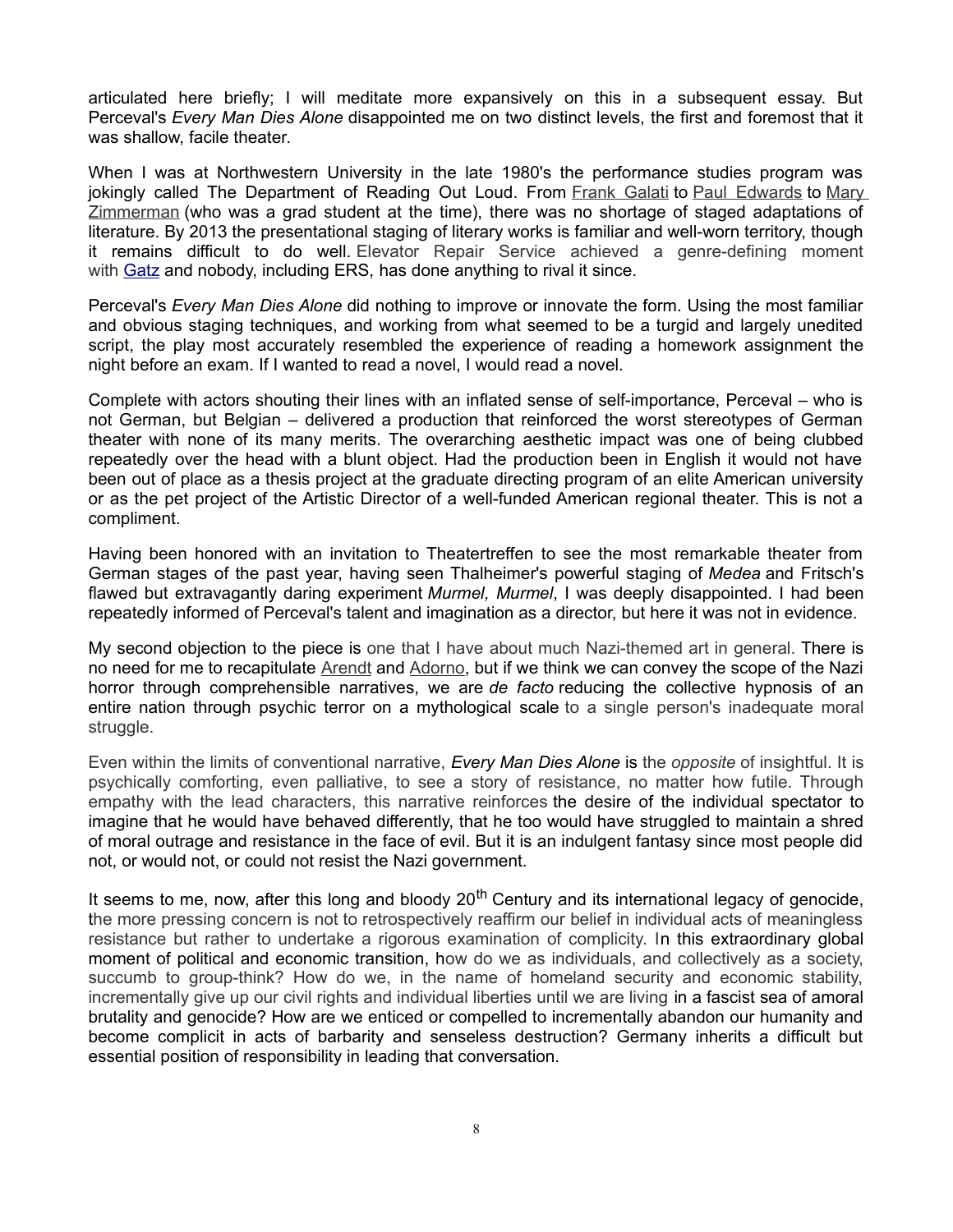articulated here briefly; I will meditate more expansively on this in a subsequent essay. But Perceval's *Every Man Dies Alone* disappointed me on two distinct levels, the first and foremost that it was shallow, facile theater.

When I was at Northwestern University in the late 1980's the performance studies program was jokingly called The Department of Reading Out Loud. From Frank Galati to Paul Edwards to Mary Zimmerman (who was a grad student at the time), there was no shortage of staged adaptations of literature. By 2013 the presentational staging of literary works is familiar and well-worn territory, though it remains difficult to do well. Elevator Repair Service achieved a genre-defining moment with Gatz and nobody, including ERS, has done anything to rival it since.

Perceval's *Every Man Dies Alone* did nothing to improve or innovate the form. Using the most familiar and obvious staging techniques, and working from what seemed to be a turgid and largely unedited script, the play most accurately resembled the experience of reading a homework assignment the night before an exam. If I wanted to read a novel, I would read a novel.

Complete with actors shouting their lines with an inflated sense of self-importance, Perceval – who is not German, but Belgian – delivered a production that reinforced the worst stereotypes of German theater with none of its many merits. The overarching aesthetic impact was one of being clubbed repeatedly over the head with a blunt object. Had the production been in English it would not have been out of place as a thesis project at the graduate directing program of an elite American university or as the pet project of the Artistic Director of a well-funded American regional theater. This is not a compliment.

Having been honored with an invitation to Theatertreffen to see the most remarkable theater from German stages of the past year, having seen Thalheimer's powerful staging of *Medea* and Fritsch's flawed but extravagantly daring experiment *Murmel, Murmel*, I was deeply disappointed. I had been repeatedly informed of Perceval's talent and imagination as a director, but here it was not in evidence.

My second objection to the piece is one that I have about much Nazi-themed art in general. There is no need for me to recapitulate Arendt and Adorno, but if we think we can convey the scope of the Nazi horror through comprehensible narratives, we are *de facto* reducing the collective hypnosis of an entire nation through psychic terror on a mythological scale to a single person's inadequate moral struggle.

Even within the limits of conventional narrative, ***Every Man Dies Alone*** is the *opposite* of insightful. It is psychically comforting, even palliative, to see a story of resistance, no matter how futile. Through empathy with the lead characters, this narrative reinforces the desire of the individual spectator to imagine that he would have behaved differently, that he too would have struggled to maintain a shred of moral outrage and resistance in the face of evil. But it is an indulgent fantasy since most people did not, or would not, or could not resist the Nazi government.

It seems to me, now, after this long and bloody 20th Century and its international legacy of genocide, the more pressing concern is not to retrospectively reaffirm our belief in individual acts of meaningless resistance but rather to undertake a rigorous examination of complicity. In this extraordinary global moment of political and economic transition, how do we as individuals, and collectively as a society, succumb to group-think? How do we, in the name of homeland security and economic stability, incrementally give up our civil rights and individual liberties until we are living in a fascist sea of amoral brutality and genocide? How are we enticed or compelled to incrementally abandon our humanity and become complicit in acts of barbarity and senseless destruction? Germany inherits a difficult but essential position of responsibility in leading that conversation.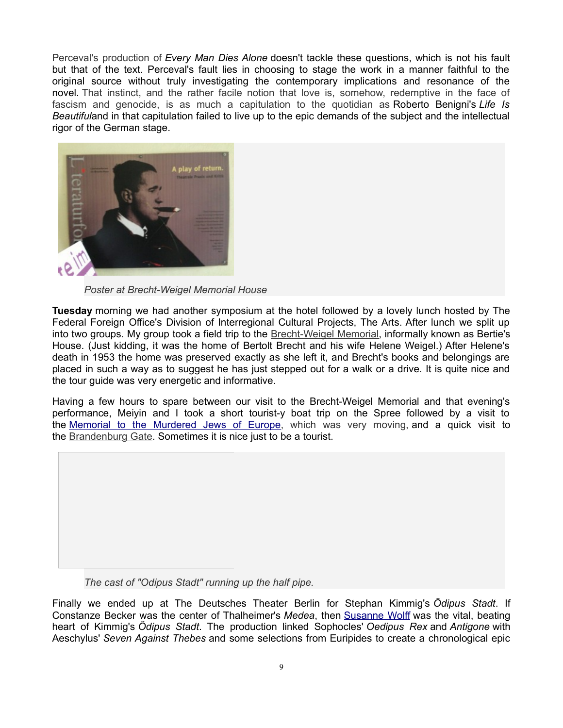Perceval's production of *Every Man Dies Alone* doesn't tackle these questions, which is not his fault but that of the text. Perceval's fault lies in choosing to stage the work in a manner faithful to the original source without truly investigating the contemporary implications and resonance of the novel. That instinct, and the rather facile notion that love is, somehow, redemptive in the face of fascism and genocide, is as much a capitulation to the quotidian as Roberto Benigni's *Life Is Beautiful*and in that capitulation failed to live up to the epic demands of the subject and the intellectual rigor of the German stage.

*Poster at Brecht-Weigel Memorial House*

**Tuesday** morning we had another symposium at the hotel followed by a lovely lunch hosted by The Federal Foreign Office's Division of Interregional Cultural Projects, The Arts. After lunch we split up into two groups. My group took a field trip to the Brecht-Weigel Memorial, informally known as Bertie's House. (Just kidding, it was the home of Bertolt Brecht and his wife Helene Weigel.) After Helene's death in 1953 the home was preserved exactly as she left it, and Brecht's books and belongings are placed in such a way as to suggest he has just stepped out for a walk or a drive. It is quite nice and the tour guide was very energetic and informative.

Having a few hours to spare between our visit to the Brecht-Weigel Memorial and that evening's performance, Meiyin and I took a short tourist-y boat trip on the Spree followed by a visit to the Memorial to the Murdered Jews of Europe, which was very moving, and a quick visit to the Brandenburg Gate. Sometimes it is nice just to be a tourist.

*The cast of "Odipus Stadt" running up the half pipe.*

Finally we ended up at The Deutsches Theater Berlin for Stephan Kimmig's *Ödipus Stadt*. If Constanze Becker was the center of Thalheimer's *Medea*, then Susanne Wolff was the vital, beating heart of Kimmig's *Ödipus Stadt*. The production linked Sophocles' *Oedipus Rex* and *Antigone* with Aeschylus' *Seven Against Thebes* and some selections from Euripides to create a chronological epic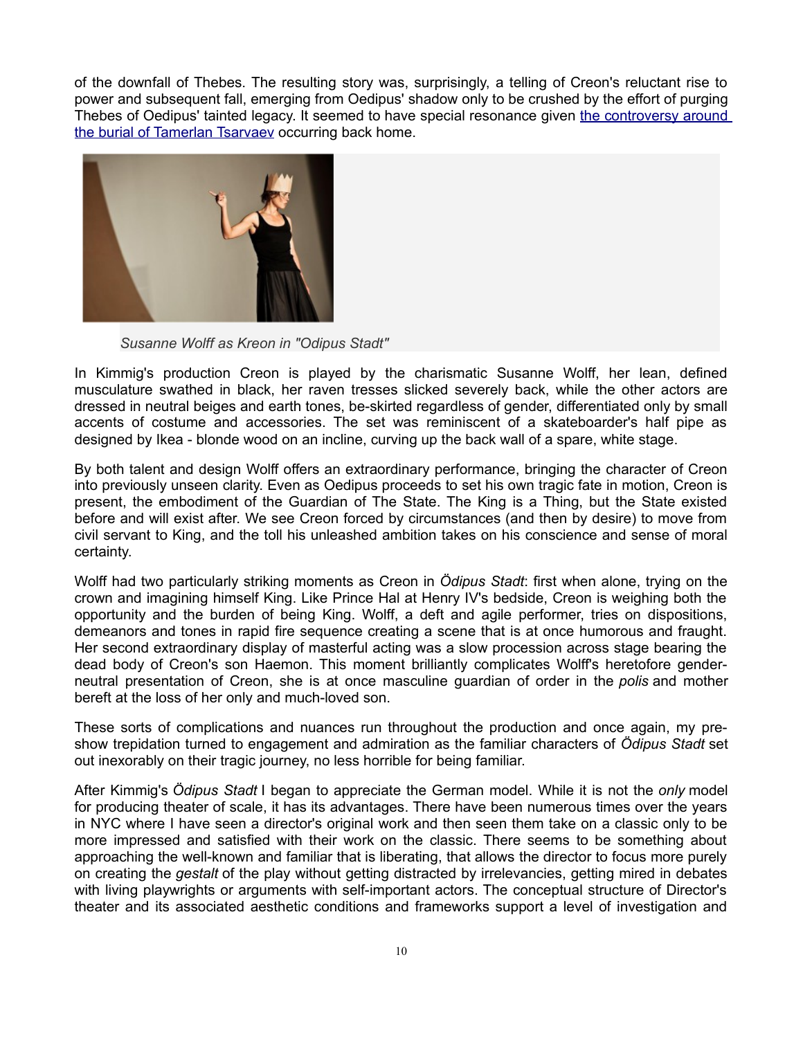of the downfall of Thebes. The resulting story was, surprisingly, a telling of Creon's reluctant rise to power and subsequent fall, emerging from Oedipus' shadow only to be crushed by the effort of purging Thebes of Oedipus' tainted legacy. It seemed to have special resonance given [the controversy around the burial of Tamerlan Tsarvaev]() occurring back home.

*Susanne Wolff as Kreon in "Odipus Stadt"*

In Kimmig's production Creon is played by the charismatic Susanne Wolff, her lean, defined musculature swathed in black, her raven tresses slicked severely back, while the other actors are dressed in neutral beiges and earth tones, be-skirted regardless of gender, differentiated only by small accents of costume and accessories. The set was reminiscent of a skateboarder's half pipe as designed by Ikea - blonde wood on an incline, curving up the back wall of a spare, white stage.

By both talent and design Wolff offers an extraordinary performance, bringing the character of Creon into previously unseen clarity. Even as Oedipus proceeds to set his own tragic fate in motion, Creon is present, the embodiment of the Guardian of The State. The King is a Thing, but the State existed before and will exist after. We see Creon forced by circumstances (and then by desire) to move from civil servant to King, and the toll his unleashed ambition takes on his conscience and sense of moral certainty.

Wolff had two particularly striking moments as Creon in *Ödipus Stadt*: first when alone, trying on the crown and imagining himself King. Like Prince Hal at Henry IV's bedside, Creon is weighing both the opportunity and the burden of being King. Wolff, a deft and agile performer, tries on dispositions, demeanors and tones in rapid fire sequence creating a scene that is at once humorous and fraught. Her second extraordinary display of masterful acting was a slow procession across stage bearing the dead body of Creon's son Haemon. This moment brilliantly complicates Wolff's heretofore gender-neutral presentation of Creon, she is at once masculine guardian of order in the *polis* and mother bereft at the loss of her only and much-loved son.

These sorts of complications and nuances run throughout the production and once again, my pre-show trepidation turned to engagement and admiration as the familiar characters of *Ödipus Stadt* set out inexorably on their tragic journey, no less horrible for being familiar.

After Kimmig's *Ödipus Stadt* I began to appreciate the German model. While it is not the *only* model for producing theater of scale, it has its advantages. There have been numerous times over the years in NYC where I have seen a director's original work and then seen them take on a classic only to be more impressed and satisfied with their work on the classic. There seems to be something about approaching the well-known and familiar that is liberating, that allows the director to focus more purely on creating the *gestalt* of the play without getting distracted by irrelevancies, getting mired in debates with living playwrights or arguments with self-important actors. The conceptual structure of Director's theater and its associated aesthetic conditions and frameworks support a level of investigation and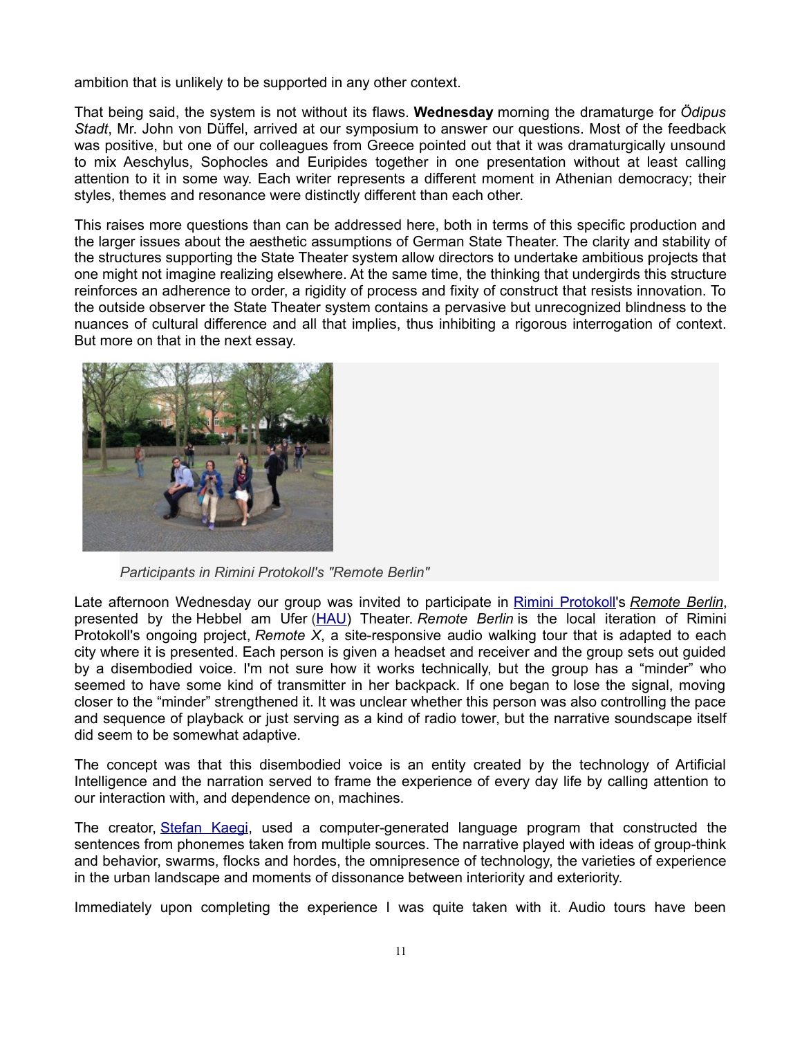ambition that is unlikely to be supported in any other context.

That being said, the system is not without its flaws. **Wednesday** morning the dramaturge for *Ödipus Stadt*, Mr. John von Düffel, arrived at our symposium to answer our questions. Most of the feedback was positive, but one of our colleagues from Greece pointed out that it was dramaturgically unsound to mix Aeschylus, Sophocles and Euripides together in one presentation without at least calling attention to it in some way. Each writer represents a different moment in Athenian democracy; their styles, themes and resonance were distinctly different than each other.

This raises more questions than can be addressed here, both in terms of this specific production and the larger issues about the aesthetic assumptions of German State Theater. The clarity and stability of the structures supporting the State Theater system allow directors to undertake ambitious projects that one might not imagine realizing elsewhere. At the same time, the thinking that undergirds this structure reinforces an adherence to order, a rigidity of process and fixity of construct that resists innovation. To the outside observer the State Theater system contains a pervasive but unrecognized blindness to the nuances of cultural difference and all that implies, thus inhibiting a rigorous interrogation of context. But more on that in the next essay.

*Participants in Rimini Protokoll's "Remote Berlin"*

Late afternoon Wednesday our group was invited to participate in Rimini Protokoll's *Remote Berlin*, presented by the Hebbel am Ufer (HAU) Theater. *Remote Berlin* is the local iteration of Rimini Protokoll's ongoing project, *Remote X*, a site-responsive audio walking tour that is adapted to each city where it is presented. Each person is given a headset and receiver and the group sets out guided by a disembodied voice. I'm not sure how it works technically, but the group has a "minder" who seemed to have some kind of transmitter in her backpack. If one began to lose the signal, moving closer to the "minder" strengthened it. It was unclear whether this person was also controlling the pace and sequence of playback or just serving as a kind of radio tower, but the narrative soundscape itself did seem to be somewhat adaptive.

The concept was that this disembodied voice is an entity created by the technology of Artificial Intelligence and the narration served to frame the experience of every day life by calling attention to our interaction with, and dependence on, machines.

The creator, Stefan Kaegi, used a computer-generated language program that constructed the sentences from phonemes taken from multiple sources. The narrative played with ideas of group-think and behavior, swarms, flocks and hordes, the omnipresence of technology, the varieties of experience in the urban landscape and moments of dissonance between interiority and exteriority.

Immediately upon completing the experience I was quite taken with it. Audio tours have been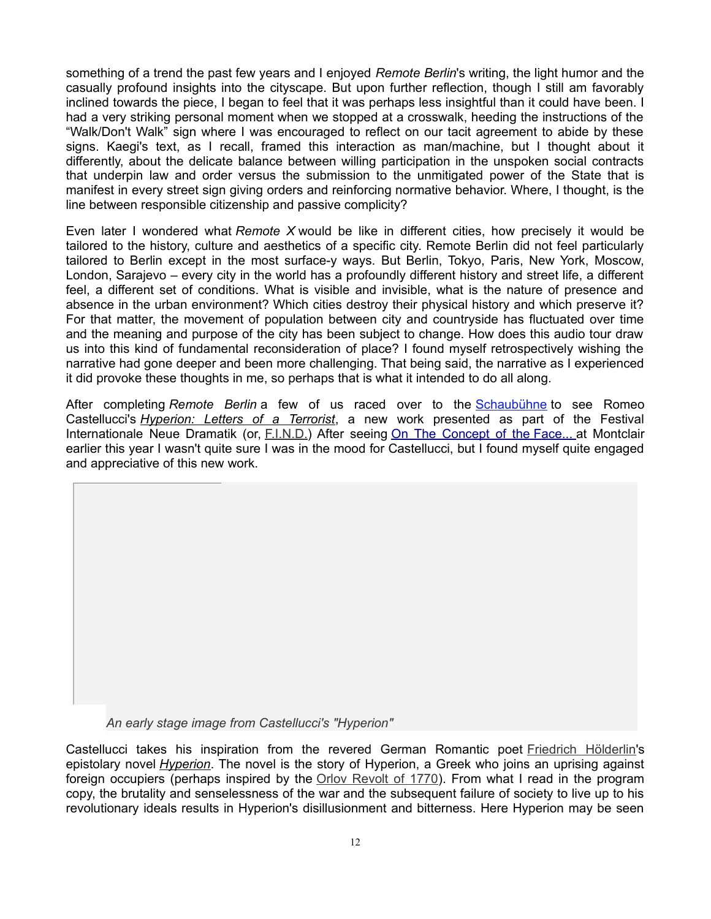something of a trend the past few years and I enjoyed *Remote Berlin*'s writing, the light humor and the casually profound insights into the cityscape. But upon further reflection, though I still am favorably inclined towards the piece, I began to feel that it was perhaps less insightful than it could have been. I had a very striking personal moment when we stopped at a crosswalk, heeding the instructions of the "Walk/Don't Walk" sign where I was encouraged to reflect on our tacit agreement to abide by these signs. Kaegi's text, as I recall, framed this interaction as man/machine, but I thought about it differently, about the delicate balance between willing participation in the unspoken social contracts that underpin law and order versus the submission to the unmitigated power of the State that is manifest in every street sign giving orders and reinforcing normative behavior. Where, I thought, is the line between responsible citizenship and passive complicity?

Even later I wondered what *Remote X* would be like in different cities, how precisely it would be tailored to the history, culture and aesthetics of a specific city. Remote Berlin did not feel particularly tailored to Berlin except in the most surface-y ways. But Berlin, Tokyo, Paris, New York, Moscow, London, Sarajevo – every city in the world has a profoundly different history and street life, a different feel, a different set of conditions. What is visible and invisible, what is the nature of presence and absence in the urban environment? Which cities destroy their physical history and which preserve it? For that matter, the movement of population between city and countryside has fluctuated over time and the meaning and purpose of the city has been subject to change. How does this audio tour draw us into this kind of fundamental reconsideration of place? I found myself retrospectively wishing the narrative had gone deeper and been more challenging. That being said, the narrative as I experienced it did provoke these thoughts in me, so perhaps that is what it intended to do all along.

After completing *Remote Berlin* a few of us raced over to the Schaubühne to see Romeo Castellucci's ***Hyperion: Letters of a Terrorist***, a new work presented as part of the Festival Internationale Neue Dramatik (or, F.I.N.D.) After seeing On The Concept of the Face... at Montclair earlier this year I wasn't quite sure I was in the mood for Castellucci, but I found myself quite engaged and appreciative of this new work.

*An early stage image from Castellucci's "Hyperion"*

Castellucci takes his inspiration from the revered German Romantic poet Friedrich Hölderlin's epistolary novel ***Hyperion***. The novel is the story of Hyperion, a Greek who joins an uprising against foreign occupiers (perhaps inspired by the Orlov Revolt of 1770). From what I read in the program copy, the brutality and senselessness of the war and the subsequent failure of society to live up to his revolutionary ideals results in Hyperion's disillusionment and bitterness. Here Hyperion may be seen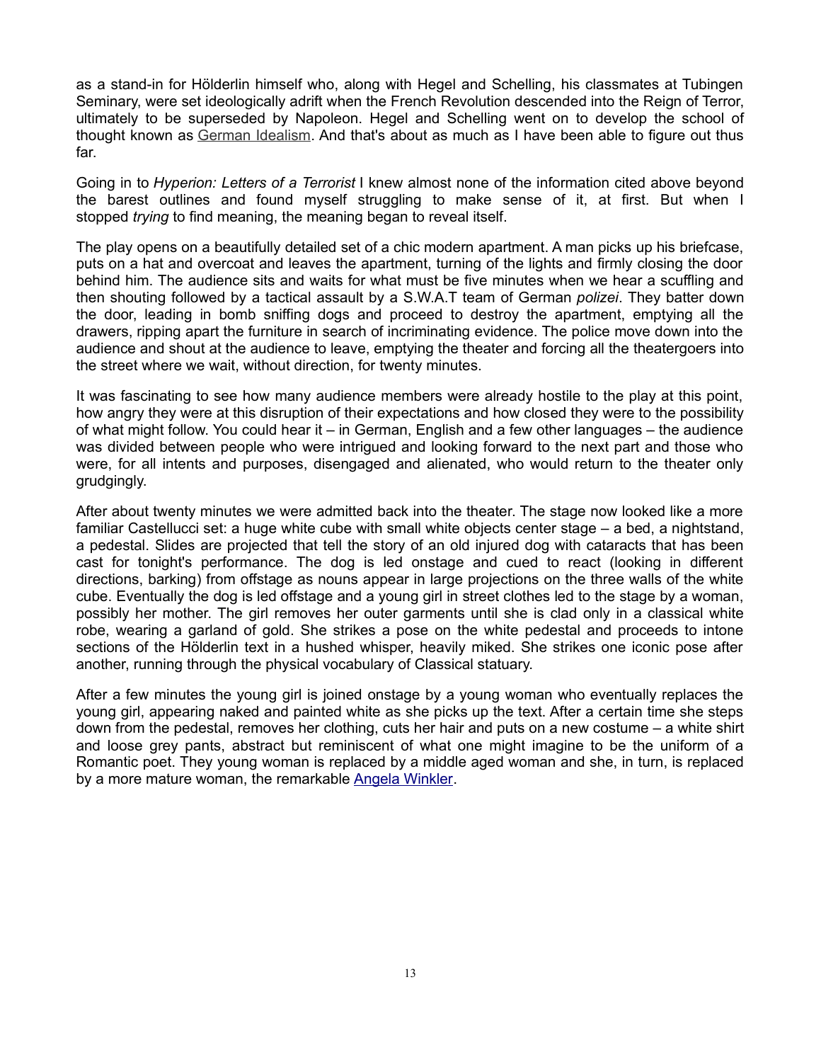as a stand-in for Hölderlin himself who, along with Hegel and Schelling, his classmates at Tubingen Seminary, were set ideologically adrift when the French Revolution descended into the Reign of Terror, ultimately to be superseded by Napoleon. Hegel and Schelling went on to develop the school of thought known as German Idealism. And that's about as much as I have been able to figure out thus far.

Going in to *Hyperion: Letters of a Terrorist* I knew almost none of the information cited above beyond the barest outlines and found myself struggling to make sense of it, at first. But when I stopped *trying* to find meaning, the meaning began to reveal itself.

The play opens on a beautifully detailed set of a chic modern apartment. A man picks up his briefcase, puts on a hat and overcoat and leaves the apartment, turning of the lights and firmly closing the door behind him. The audience sits and waits for what must be five minutes when we hear a scuffling and then shouting followed by a tactical assault by a S.W.A.T team of German *polizei*. They batter down the door, leading in bomb sniffing dogs and proceed to destroy the apartment, emptying all the drawers, ripping apart the furniture in search of incriminating evidence. The police move down into the audience and shout at the audience to leave, emptying the theater and forcing all the theatergoers into the street where we wait, without direction, for twenty minutes.

It was fascinating to see how many audience members were already hostile to the play at this point, how angry they were at this disruption of their expectations and how closed they were to the possibility of what might follow. You could hear it – in German, English and a few other languages – the audience was divided between people who were intrigued and looking forward to the next part and those who were, for all intents and purposes, disengaged and alienated, who would return to the theater only grudgingly.

After about twenty minutes we were admitted back into the theater. The stage now looked like a more familiar Castellucci set: a huge white cube with small white objects center stage – a bed, a nightstand, a pedestal. Slides are projected that tell the story of an old injured dog with cataracts that has been cast for tonight's performance. The dog is led onstage and cued to react (looking in different directions, barking) from offstage as nouns appear in large projections on the three walls of the white cube. Eventually the dog is led offstage and a young girl in street clothes led to the stage by a woman, possibly her mother. The girl removes her outer garments until she is clad only in a classical white robe, wearing a garland of gold. She strikes a pose on the white pedestal and proceeds to intone sections of the Hölderlin text in a hushed whisper, heavily miked. She strikes one iconic pose after another, running through the physical vocabulary of Classical statuary.

After a few minutes the young girl is joined onstage by a young woman who eventually replaces the young girl, appearing naked and painted white as she picks up the text. After a certain time she steps down from the pedestal, removes her clothing, cuts her hair and puts on a new costume – a white shirt and loose grey pants, abstract but reminiscent of what one might imagine to be the uniform of a Romantic poet. They young woman is replaced by a middle aged woman and she, in turn, is replaced by a more mature woman, the remarkable Angela Winkler.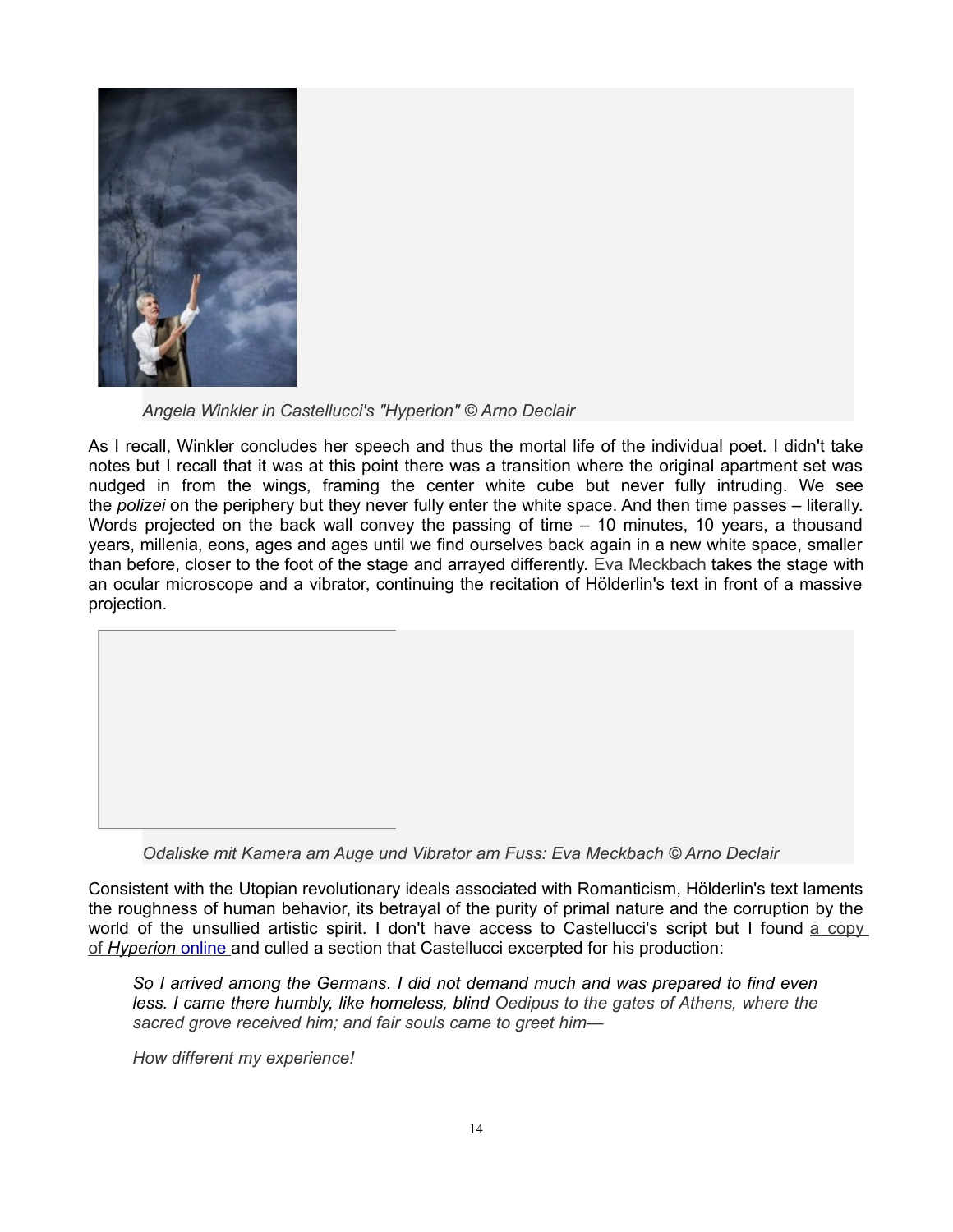Angela Winkler in Castellucci's "Hyperion" © Arno Declair

As I recall, Winkler concludes her speech and thus the mortal life of the individual poet. I didn't take notes but I recall that it was at this point there was a transition where the original apartment set was nudged in from the wings, framing the center white cube but never fully intruding. We see the *polizei* on the periphery but they never fully enter the white space. And then time passes – literally. Words projected on the back wall convey the passing of time – 10 minutes, 10 years, a thousand years, millenia, eons, ages and ages until we find ourselves back again in a new white space, smaller than before, closer to the foot of the stage and arrayed differently. Eva Meckbach takes the stage with an ocular microscope and a vibrator, continuing the recitation of Hölderlin's text in front of a massive projection.

*Odaliske mit Kamera am Auge und Vibrator am Fuss: Eva Meckbach © Arno Declair*

Consistent with the Utopian revolutionary ideals associated with Romanticism, Hölderlin's text laments the roughness of human behavior, its betrayal of the purity of primal nature and the corruption by the world of the unsullied artistic spirit. I don't have access to Castellucci's script but I found a copy of *Hyperion* online and culled a section that Castellucci excerpted for his production:

> *So I arrived among the Germans. I did not demand much and was prepared to find even less. I came there humbly, like homeless, blind Oedipus to the gates of Athens, where the sacred grove received him; and fair souls came to greet him—*
>
> *How different my experience!*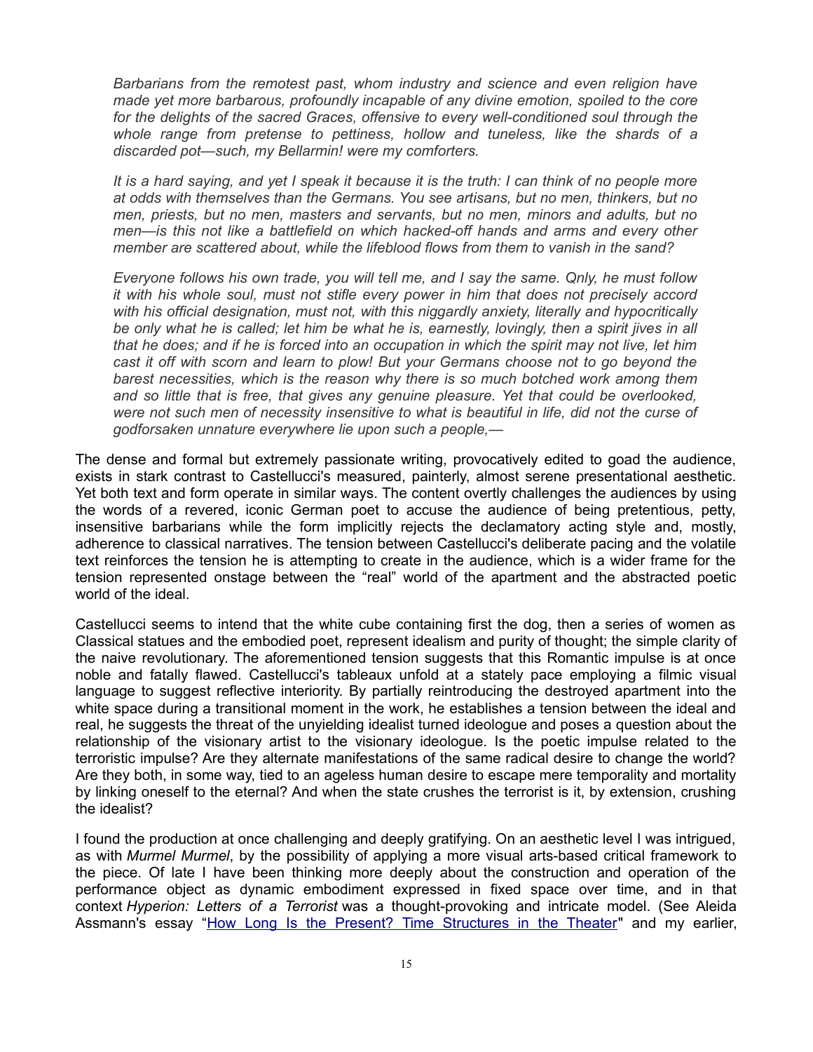*Barbarians from the remotest past, whom industry and science and even religion have made yet more barbarous, profoundly incapable of any divine emotion, spoiled to the core for the delights of the sacred Graces, offensive to every well-conditioned soul through the whole range from pretense to pettiness, hollow and tuneless, like the shards of a discarded pot—such, my Bellarmin! were my comforters.*

*It is a hard saying, and yet I speak it because it is the truth: I can think of no people more at odds with themselves than the Germans. You see artisans, but no men, thinkers, but no men, priests, but no men, masters and servants, but no men, minors and adults, but no men—is this not like a battlefield on which hacked-off hands and arms and every other member are scattered about, while the lifeblood flows from them to vanish in the sand?*

*Everyone follows his own trade, you will tell me, and I say the same. Qnly, he must follow it with his whole soul, must not stifle every power in him that does not precisely accord with his official designation, must not, with this niggardly anxiety, literally and hypocritically be only what he is called; let him be what he is, earnestly, lovingly, then a spirit jives in all that he does; and if he is forced into an occupation in which the spirit may not live, let him cast it off with scorn and learn to plow! But your Germans choose not to go beyond the barest necessities, which is the reason why there is so much botched work among them and so little that is free, that gives any genuine pleasure. Yet that could be overlooked, were not such men of necessity insensitive to what is beautiful in life, did not the curse of godforsaken unnature everywhere lie upon such a people,—*

The dense and formal but extremely passionate writing, provocatively edited to goad the audience, exists in stark contrast to Castellucci's measured, painterly, almost serene presentational aesthetic. Yet both text and form operate in similar ways. The content overtly challenges the audiences by using the words of a revered, iconic German poet to accuse the audience of being pretentious, petty, insensitive barbarians while the form implicitly rejects the declamatory acting style and, mostly, adherence to classical narratives. The tension between Castellucci's deliberate pacing and the volatile text reinforces the tension he is attempting to create in the audience, which is a wider frame for the tension represented onstage between the "real" world of the apartment and the abstracted poetic world of the ideal.

Castellucci seems to intend that the white cube containing first the dog, then a series of women as Classical statues and the embodied poet, represent idealism and purity of thought; the simple clarity of the naive revolutionary. The aforementioned tension suggests that this Romantic impulse is at once noble and fatally flawed. Castellucci's tableaux unfold at a stately pace employing a filmic visual language to suggest reflective interiority. By partially reintroducing the destroyed apartment into the white space during a transitional moment in the work, he establishes a tension between the ideal and real, he suggests the threat of the unyielding idealist turned ideologue and poses a question about the relationship of the visionary artist to the visionary ideologue. Is the poetic impulse related to the terroristic impulse? Are they alternate manifestations of the same radical desire to change the world? Are they both, in some way, tied to an ageless human desire to escape mere temporality and mortality by linking oneself to the eternal? And when the state crushes the terrorist is it, by extension, crushing the idealist?

I found the production at once challenging and deeply gratifying. On an aesthetic level I was intrigued, as with *Murmel Murmel*, by the possibility of applying a more visual arts-based critical framework to the piece. Of late I have been thinking more deeply about the construction and operation of the performance object as dynamic embodiment expressed in fixed space over time, and in that context *Hyperion: Letters of a Terrorist* was a thought-provoking and intricate model. (See Aleida Assmann's essay "How Long Is the Present? Time Structures in the Theater" and my earlier,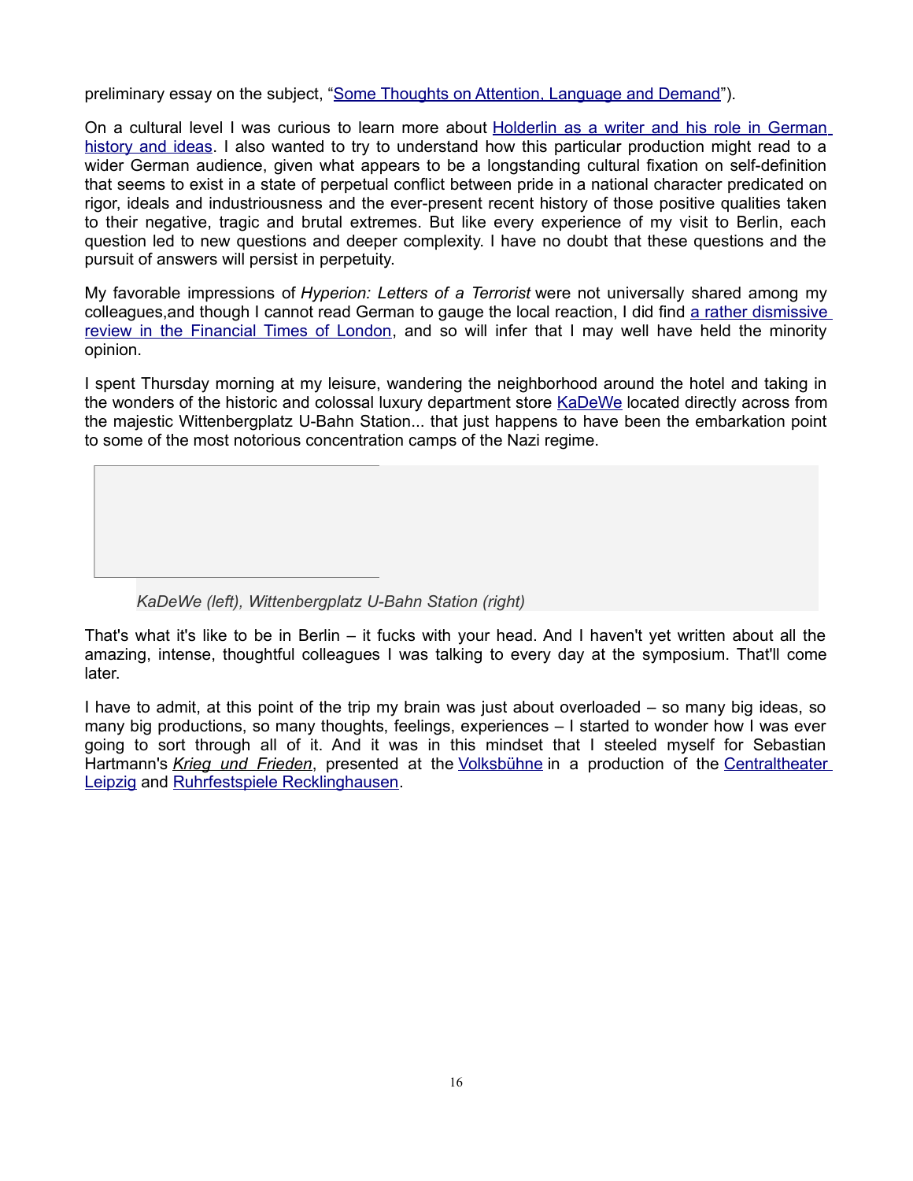preliminary essay on the subject, "[Some Thoughts on Attention, Language and Demand]").

On a cultural level I was curious to learn more about [Holderlin as a writer and his role in German history and ideas]. I also wanted to try to understand how this particular production might read to a wider German audience, given what appears to be a longstanding cultural fixation on self-definition that seems to exist in a state of perpetual conflict between pride in a national character predicated on rigor, ideals and industriousness and the ever-present recent history of those positive qualities taken to their negative, tragic and brutal extremes. But like every experience of my visit to Berlin, each question led to new questions and deeper complexity. I have no doubt that these questions and the pursuit of answers will persist in perpetuity.

My favorable impressions of *Hyperion: Letters of a Terrorist* were not universally shared among my colleagues,and though I cannot read German to gauge the local reaction, I did find [a rather dismissive review in the Financial Times of London], and so will infer that I may well have held the minority opinion.

I spent Thursday morning at my leisure, wandering the neighborhood around the hotel and taking in the wonders of the historic and colossal luxury department store [KaDeWe] located directly across from the majestic Wittenbergplatz U-Bahn Station... that just happens to have been the embarkation point to some of the most notorious concentration camps of the Nazi regime.

*KaDeWe (left), Wittenbergplatz U-Bahn Station (right)*

That's what it's like to be in Berlin – it fucks with your head. And I haven't yet written about all the amazing, intense, thoughtful colleagues I was talking to every day at the symposium. That'll come later.

I have to admit, at this point of the trip my brain was just about overloaded – so many big ideas, so many big productions, so many thoughts, feelings, experiences – I started to wonder how I was ever going to sort through all of it. And it was in this mindset that I steeled myself for Sebastian Hartmann's *[Krieg und Frieden]*, presented at the [Volksbühne] in a production of the [Centraltheater Leipzig] and [Ruhrfestspiele Recklinghausen].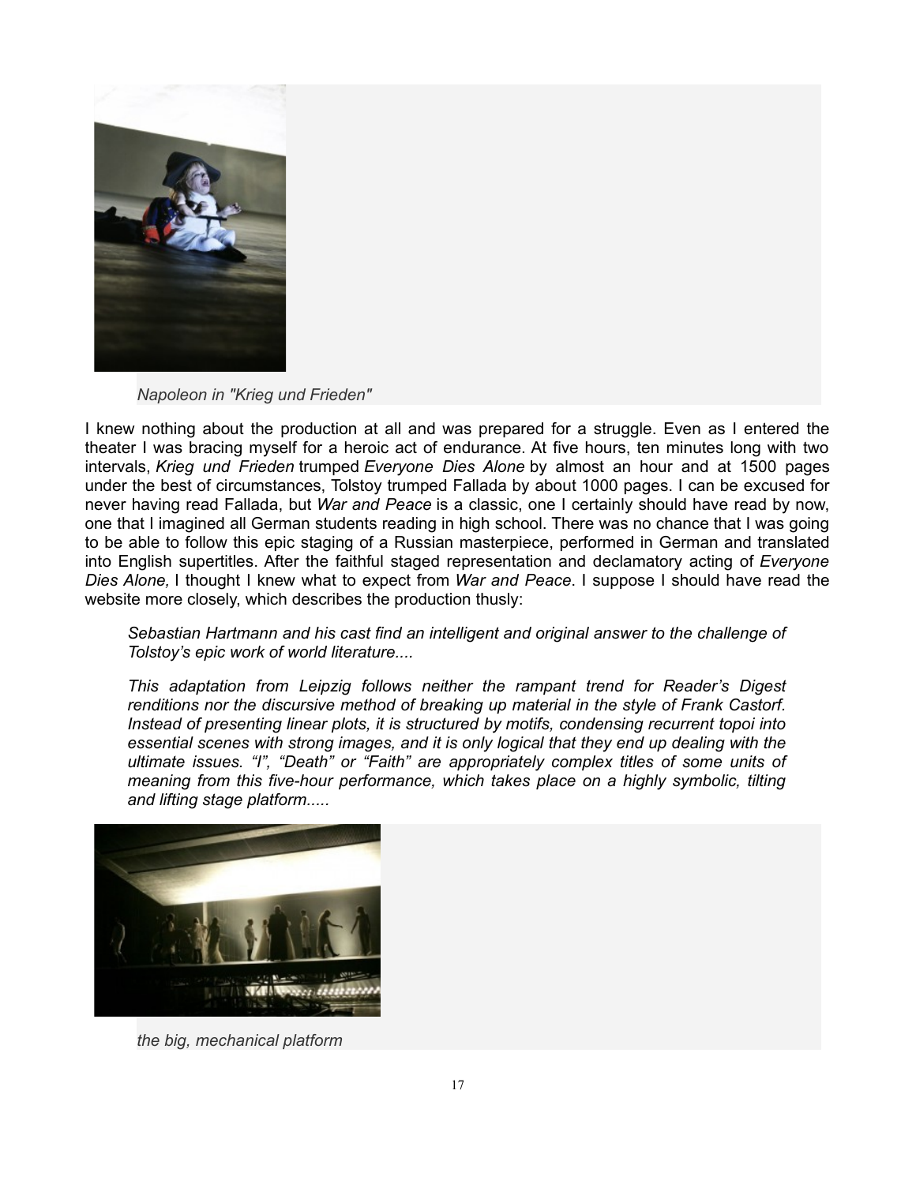*Napoleon in "Krieg und Frieden"*

I knew nothing about the production at all and was prepared for a struggle. Even as I entered the theater I was bracing myself for a heroic act of endurance. At five hours, ten minutes long with two intervals, *Krieg und Frieden* trumped *Everyone Dies Alone* by almost an hour and at 1500 pages under the best of circumstances, Tolstoy trumped Fallada by about 1000 pages. I can be excused for never having read Fallada, but *War and Peace* is a classic, one I certainly should have read by now, one that I imagined all German students reading in high school. There was no chance that I was going to be able to follow this epic staging of a Russian masterpiece, performed in German and translated into English supertitles. After the faithful staged representation and declamatory acting of *Everyone Dies Alone,* I thought I knew what to expect from *War and Peace*. I suppose I should have read the website more closely, which describes the production thusly:

> *Sebastian Hartmann and his cast find an intelligent and original answer to the challenge of Tolstoy's epic work of world literature....*
>
> *This adaptation from Leipzig follows neither the rampant trend for Reader's Digest renditions nor the discursive method of breaking up material in the style of Frank Castorf. Instead of presenting linear plots, it is structured by motifs, condensing recurrent topoi into essential scenes with strong images, and it is only logical that they end up dealing with the ultimate issues. "I", "Death" or "Faith" are appropriately complex titles of some units of meaning from this five-hour performance, which takes place on a highly symbolic, tilting and lifting stage platform.....*

*the big, mechanical platform*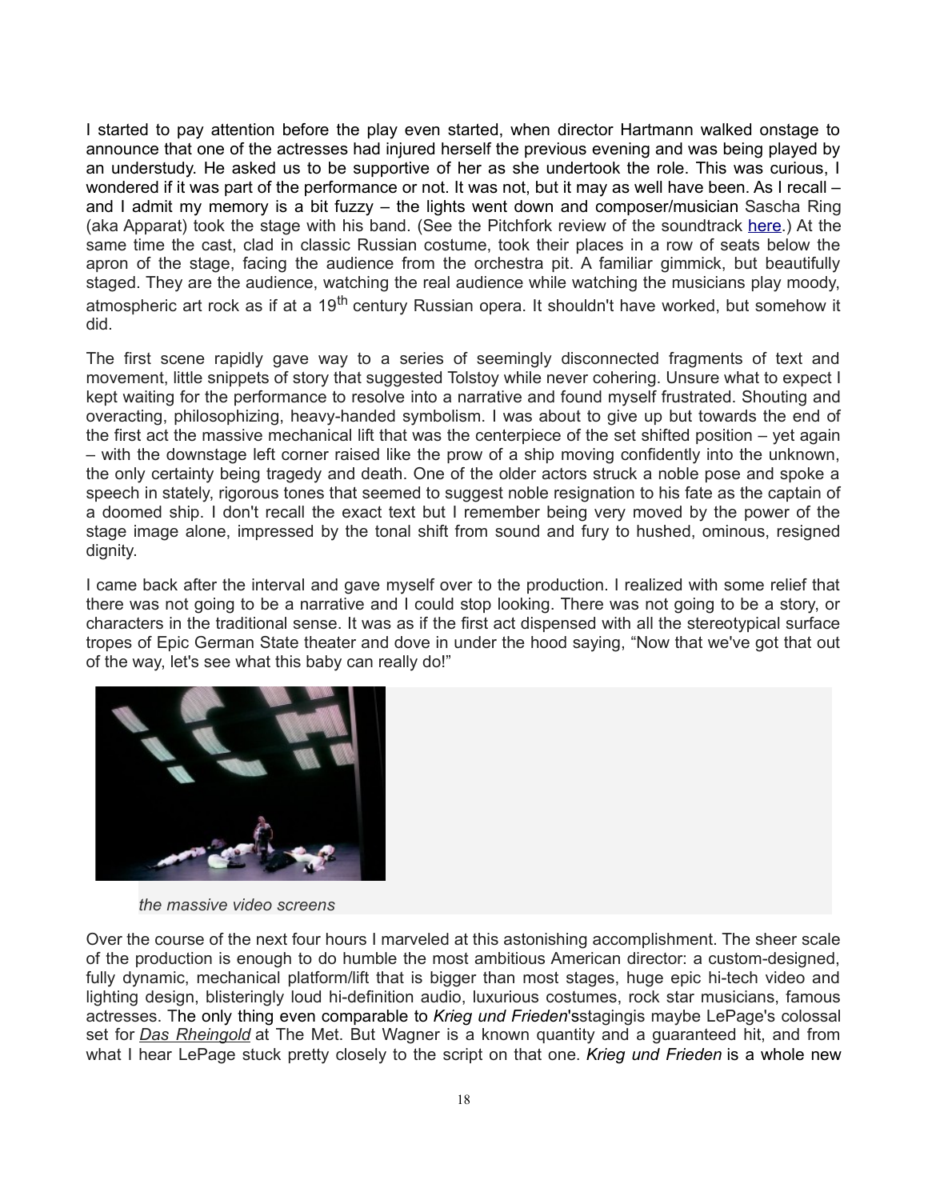I started to pay attention before the play even started, when director Hartmann walked onstage to announce that one of the actresses had injured herself the previous evening and was being played by an understudy. He asked us to be supportive of her as she undertook the role. This was curious, I wondered if it was part of the performance or not. It was not, but it may as well have been. As I recall – and I admit my memory is a bit fuzzy – the lights went down and composer/musician Sascha Ring (aka Apparat) took the stage with his band. (See the Pitchfork review of the soundtrack [here](#).) At the same time the cast, clad in classic Russian costume, took their places in a row of seats below the apron of the stage, facing the audience from the orchestra pit. A familiar gimmick, but beautifully staged. They are the audience, watching the real audience while watching the musicians play moody, atmospheric art rock as if at a 19th century Russian opera. It shouldn't have worked, but somehow it did.

The first scene rapidly gave way to a series of seemingly disconnected fragments of text and movement, little snippets of story that suggested Tolstoy while never cohering. Unsure what to expect I kept waiting for the performance to resolve into a narrative and found myself frustrated. Shouting and overacting, philosophizing, heavy-handed symbolism. I was about to give up but towards the end of the first act the massive mechanical lift that was the centerpiece of the set shifted position – yet again – with the downstage left corner raised like the prow of a ship moving confidently into the unknown, the only certainty being tragedy and death. One of the older actors struck a noble pose and spoke a speech in stately, rigorous tones that seemed to suggest noble resignation to his fate as the captain of a doomed ship. I don't recall the exact text but I remember being very moved by the power of the stage image alone, impressed by the tonal shift from sound and fury to hushed, ominous, resigned dignity.

I came back after the interval and gave myself over to the production. I realized with some relief that there was not going to be a narrative and I could stop looking. There was not going to be a story, or characters in the traditional sense. It was as if the first act dispensed with all the stereotypical surface tropes of Epic German State theater and dove in under the hood saying, "Now that we've got that out of the way, let's see what this baby can really do!"

*the massive video screens*

Over the course of the next four hours I marveled at this astonishing accomplishment. The sheer scale of the production is enough to do humble the most ambitious American director: a custom-designed, fully dynamic, mechanical platform/lift that is bigger than most stages, huge epic hi-tech video and lighting design, blisteringly loud hi-definition audio, luxurious costumes, rock star musicians, famous actresses. The only thing even comparable to *Krieg und Frieden*'sstagingis maybe LePage's colossal set for [*Das Rheingold*](#) at The Met. But Wagner is a known quantity and a guaranteed hit, and from what I hear LePage stuck pretty closely to the script on that one. *Krieg und Frieden* is a whole new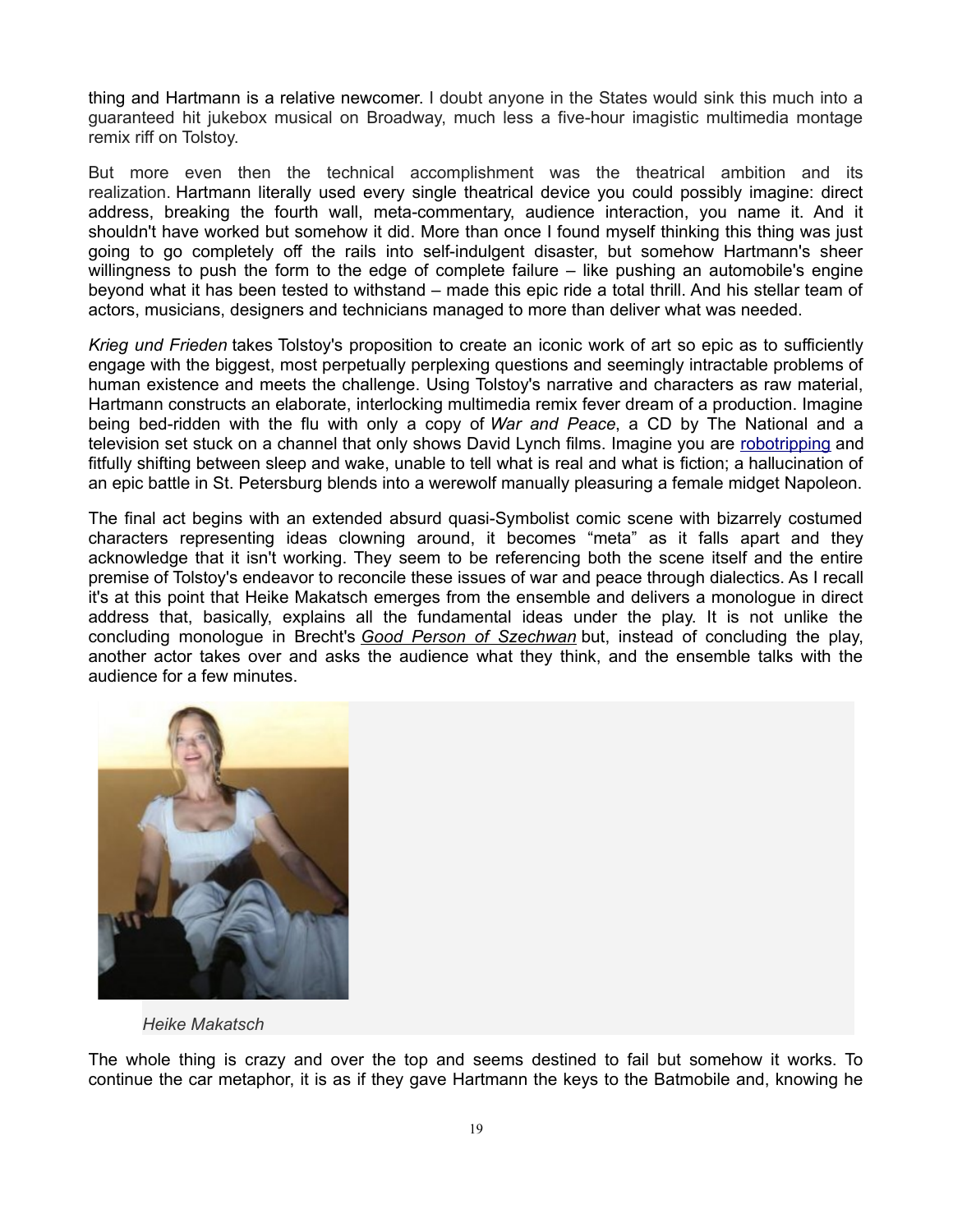thing and Hartmann is a relative newcomer. I doubt anyone in the States would sink this much into a guaranteed hit jukebox musical on Broadway, much less a five-hour imagistic multimedia montage remix riff on Tolstoy.

But more even then the technical accomplishment was the theatrical ambition and its realization. Hartmann literally used every single theatrical device you could possibly imagine: direct address, breaking the fourth wall, meta-commentary, audience interaction, you name it. And it shouldn't have worked but somehow it did. More than once I found myself thinking this thing was just going to go completely off the rails into self-indulgent disaster, but somehow Hartmann's sheer willingness to push the form to the edge of complete failure – like pushing an automobile's engine beyond what it has been tested to withstand – made this epic ride a total thrill. And his stellar team of actors, musicians, designers and technicians managed to more than deliver what was needed.

*Krieg und Frieden* takes Tolstoy's proposition to create an iconic work of art so epic as to sufficiently engage with the biggest, most perpetually perplexing questions and seemingly intractable problems of human existence and meets the challenge. Using Tolstoy's narrative and characters as raw material, Hartmann constructs an elaborate, interlocking multimedia remix fever dream of a production. Imagine being bed-ridden with the flu with only a copy of *War and Peace*, a CD by The National and a television set stuck on a channel that only shows David Lynch films. Imagine you are robotripping and fitfully shifting between sleep and wake, unable to tell what is real and what is fiction; a hallucination of an epic battle in St. Petersburg blends into a werewolf manually pleasuring a female midget Napoleon.

The final act begins with an extended absurd quasi-Symbolist comic scene with bizarrely costumed characters representing ideas clowning around, it becomes "meta" as it falls apart and they acknowledge that it isn't working. They seem to be referencing both the scene itself and the entire premise of Tolstoy's endeavor to reconcile these issues of war and peace through dialectics. As I recall it's at this point that Heike Makatsch emerges from the ensemble and delivers a monologue in direct address that, basically, explains all the fundamental ideas under the play. It is not unlike the concluding monologue in Brecht's *Good Person of Szechwan* but, instead of concluding the play, another actor takes over and asks the audience what they think, and the ensemble talks with the audience for a few minutes.

*Heike Makatsch*

The whole thing is crazy and over the top and seems destined to fail but somehow it works. To continue the car metaphor, it is as if they gave Hartmann the keys to the Batmobile and, knowing he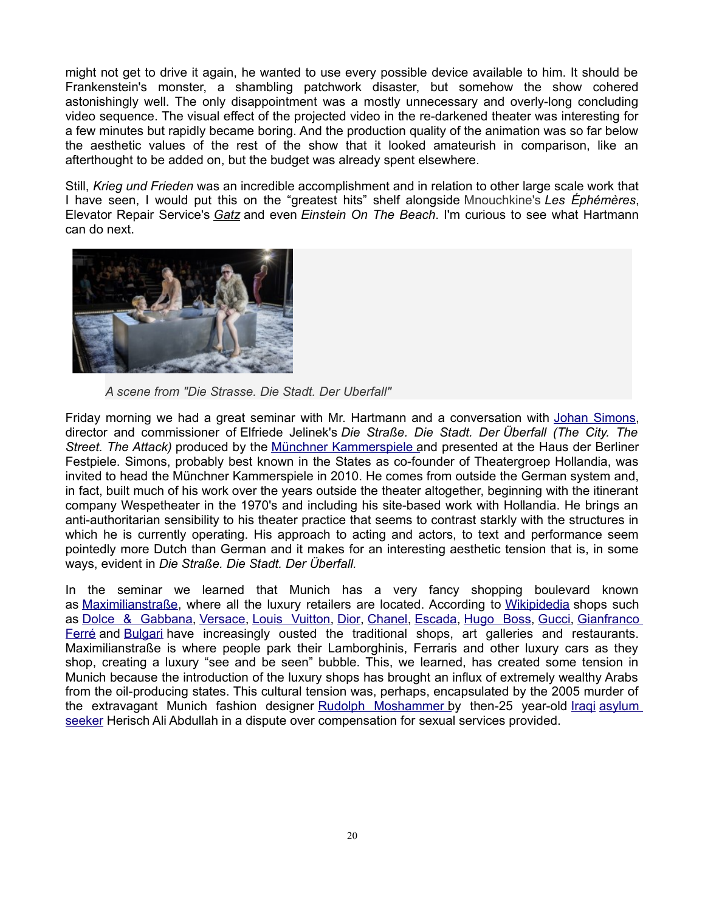might not get to drive it again, he wanted to use every possible device available to him. It should be Frankenstein's monster, a shambling patchwork disaster, but somehow the show cohered astonishingly well. The only disappointment was a mostly unnecessary and overly-long concluding video sequence. The visual effect of the projected video in the re-darkened theater was interesting for a few minutes but rapidly became boring. And the production quality of the animation was so far below the aesthetic values of the rest of the show that it looked amateurish in comparison, like an afterthought to be added on, but the budget was already spent elsewhere.

Still, *Krieg und Frieden* was an incredible accomplishment and in relation to other large scale work that I have seen, I would put this on the "greatest hits" shelf alongside Mnouchkine's *Les Éphémères*, Elevator Repair Service's *Gatz* and even *Einstein On The Beach*. I'm curious to see what Hartmann can do next.

*A scene from "Die Strasse. Die Stadt. Der Uberfall"*

Friday morning we had a great seminar with Mr. Hartmann and a conversation with Johan Simons, director and commissioner of Elfriede Jelinek's *Die Straße. Die Stadt. Der Überfall (The City. The Street. The Attack)* produced by the Münchner Kammerspiele and presented at the Haus der Berliner Festpiele. Simons, probably best known in the States as co-founder of Theatergroep Hollandia, was invited to head the Münchner Kammerspiele in 2010. He comes from outside the German system and, in fact, built much of his work over the years outside the theater altogether, beginning with the itinerant company Wespetheater in the 1970's and including his site-based work with Hollandia. He brings an anti-authoritarian sensibility to his theater practice that seems to contrast starkly with the structures in which he is currently operating. His approach to acting and actors, to text and performance seem pointedly more Dutch than German and it makes for an interesting aesthetic tension that is, in some ways, evident in *Die Straße. Die Stadt. Der Überfall.*

In the seminar we learned that Munich has a very fancy shopping boulevard known as Maximilianstraße, where all the luxury retailers are located. According to Wikipidedia shops such as Dolce & Gabbana, Versace, Louis Vuitton, Dior, Chanel, Escada, Hugo Boss, Gucci, Gianfranco Ferré and Bulgari have increasingly ousted the traditional shops, art galleries and restaurants. Maximilianstraße is where people park their Lamborghinis, Ferraris and other luxury cars as they shop, creating a luxury "see and be seen" bubble. This, we learned, has created some tension in Munich because the introduction of the luxury shops has brought an influx of extremely wealthy Arabs from the oil-producing states. This cultural tension was, perhaps, encapsulated by the 2005 murder of the extravagant Munich fashion designer Rudolph Moshammer by then-25 year-old Iraqi asylum seeker Herisch Ali Abdullah in a dispute over compensation for sexual services provided.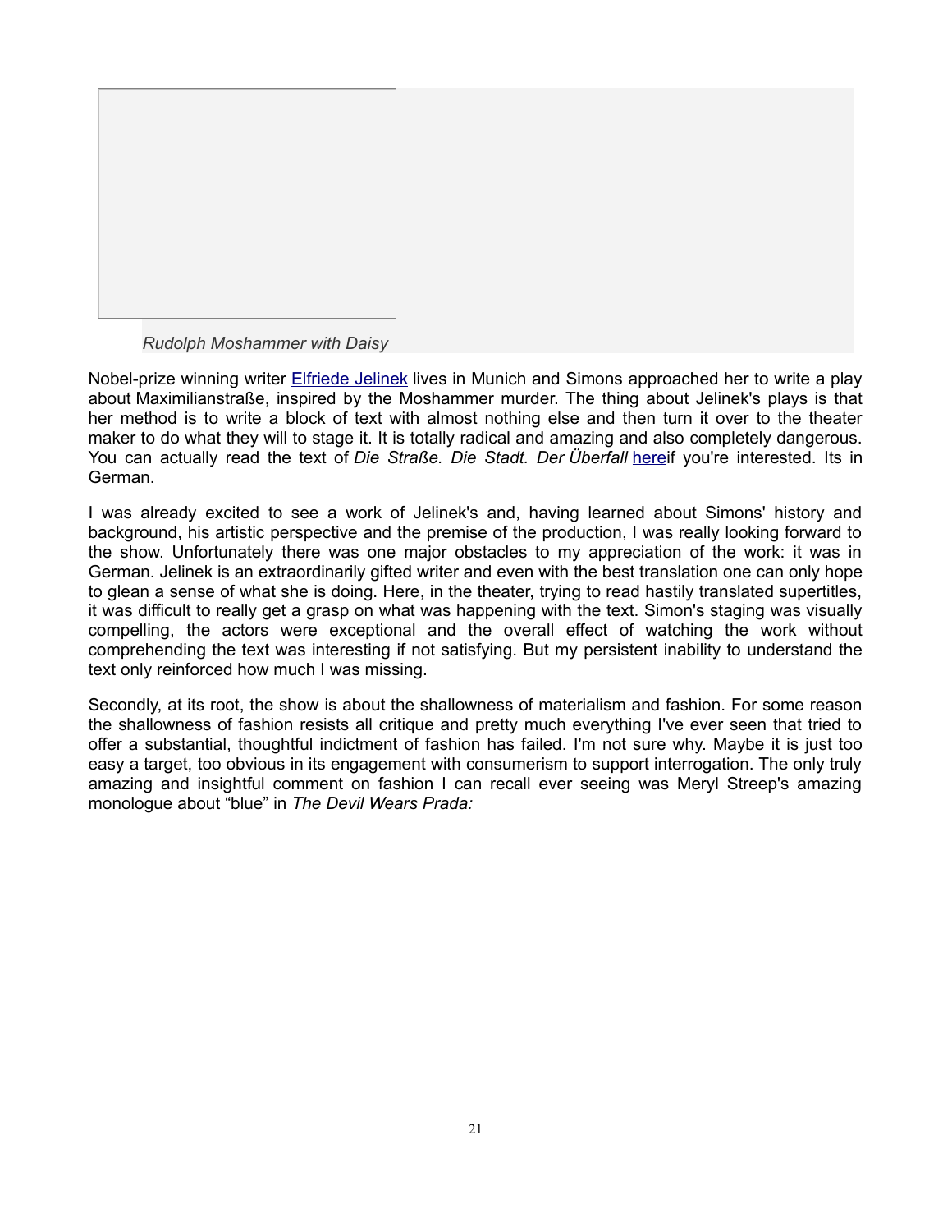*Rudolph Moshammer with Daisy*

Nobel-prize winning writer Elfriede Jelinek lives in Munich and Simons approached her to write a play about Maximilianstraße, inspired by the Moshammer murder. The thing about Jelinek's plays is that her method is to write a block of text with almost nothing else and then turn it over to the theater maker to do what they will to stage it. It is totally radical and amazing and also completely dangerous. You can actually read the text of *Die Straße. Die Stadt. Der Überfall* hereif you're interested. Its in German.

I was already excited to see a work of Jelinek's and, having learned about Simons' history and background, his artistic perspective and the premise of the production, I was really looking forward to the show. Unfortunately there was one major obstacles to my appreciation of the work: it was in German. Jelinek is an extraordinarily gifted writer and even with the best translation one can only hope to glean a sense of what she is doing. Here, in the theater, trying to read hastily translated supertitles, it was difficult to really get a grasp on what was happening with the text. Simon's staging was visually compelling, the actors were exceptional and the overall effect of watching the work without comprehending the text was interesting if not satisfying. But my persistent inability to understand the text only reinforced how much I was missing.

Secondly, at its root, the show is about the shallowness of materialism and fashion. For some reason the shallowness of fashion resists all critique and pretty much everything I've ever seen that tried to offer a substantial, thoughtful indictment of fashion has failed. I'm not sure why. Maybe it is just too easy a target, too obvious in its engagement with consumerism to support interrogation. The only truly amazing and insightful comment on fashion I can recall ever seeing was Meryl Streep's amazing monologue about “blue” in *The Devil Wears Prada:*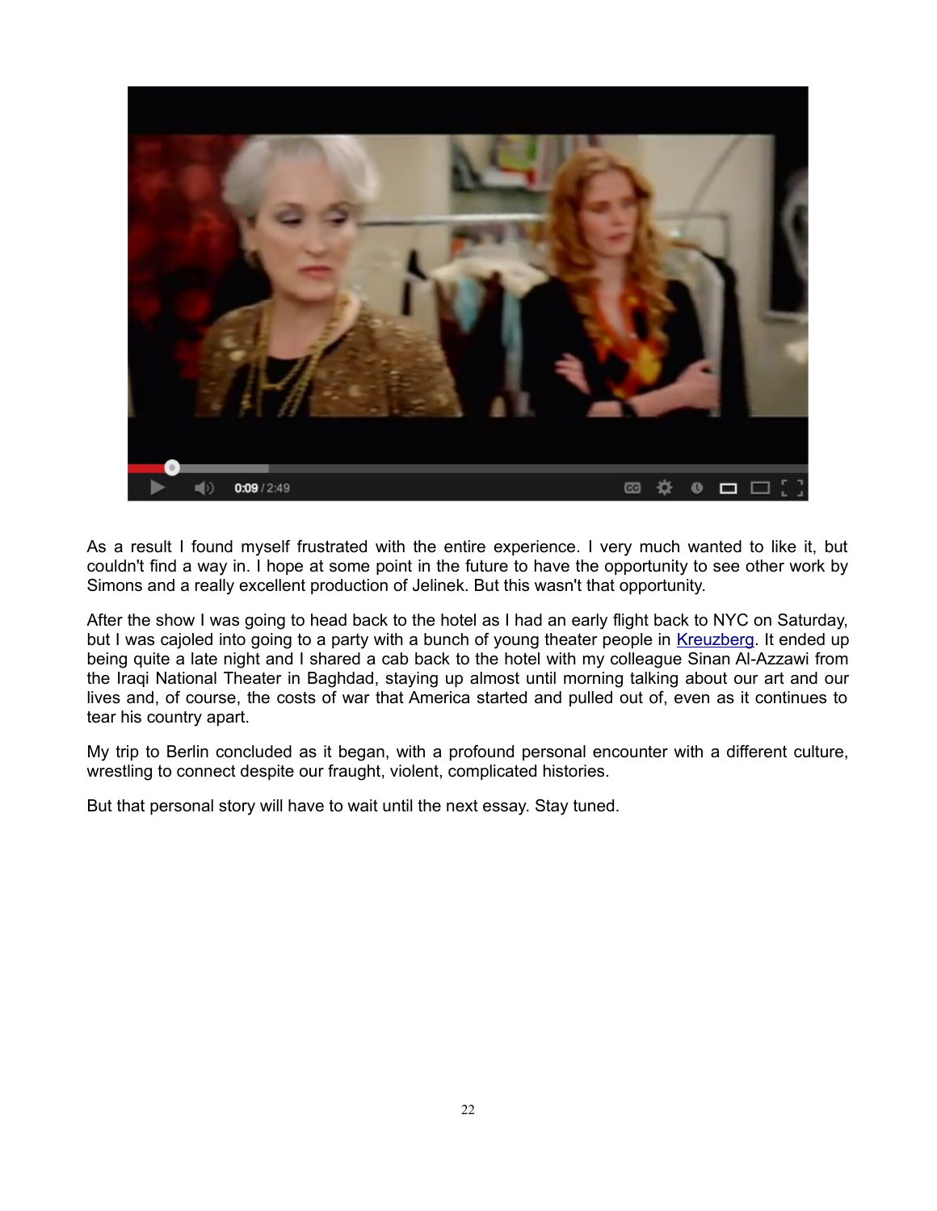As a result I found myself frustrated with the entire experience. I very much wanted to like it, but couldn't find a way in. I hope at some point in the future to have the opportunity to see other work by Simons and a really excellent production of Jelinek. But this wasn't that opportunity.

After the show I was going to head back to the hotel as I had an early flight back to NYC on Saturday, but I was cajoled into going to a party with a bunch of young theater people in Kreuzberg. It ended up being quite a late night and I shared a cab back to the hotel with my colleague Sinan Al-Azzawi from the Iraqi National Theater in Baghdad, staying up almost until morning talking about our art and our lives and, of course, the costs of war that America started and pulled out of, even as it continues to tear his country apart.

My trip to Berlin concluded as it began, with a profound personal encounter with a different culture, wrestling to connect despite our fraught, violent, complicated histories.

But that personal story will have to wait until the next essay. Stay tuned.